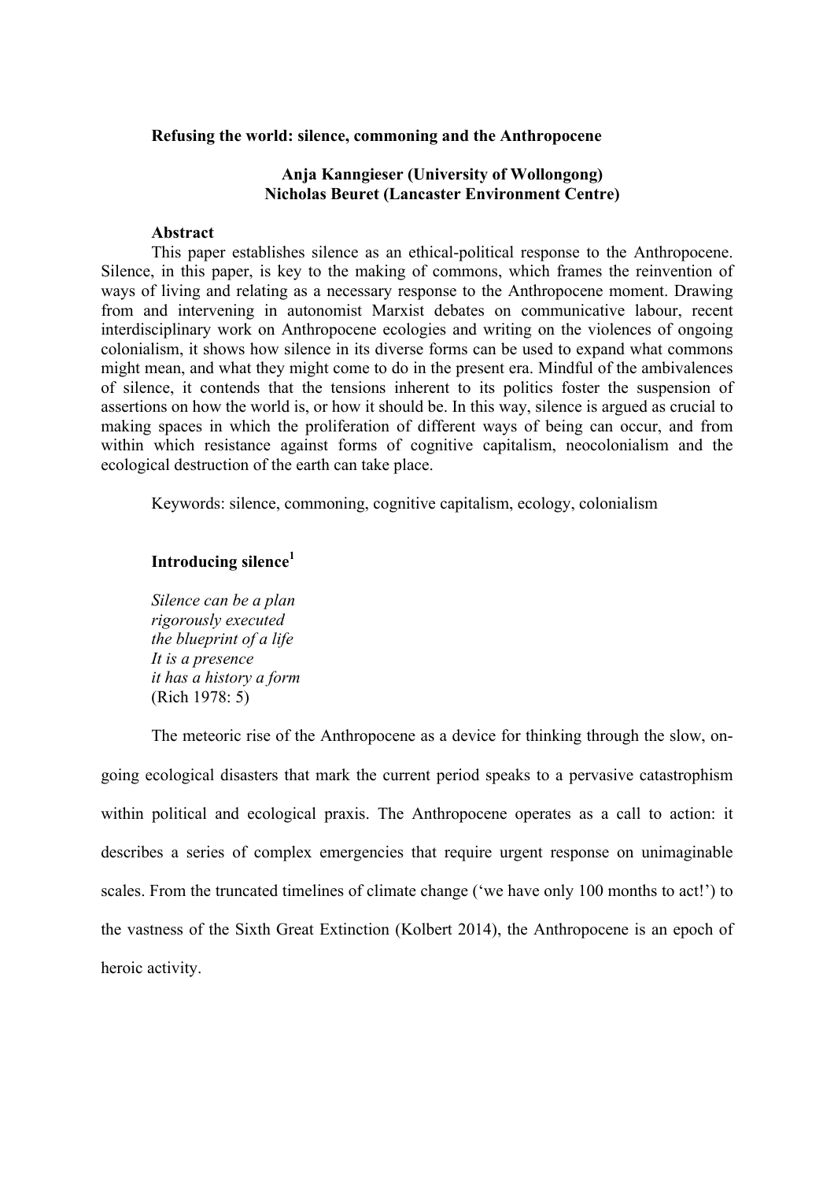# Refusing the world: silence, commoning and the Anthropocene

**Anja Kanngieser (University of Wollongong)**
**Nicholas Beuret (Lancaster Environment Centre)**

## Abstract

This paper establishes silence as an ethical-political response to the Anthropocene. Silence, in this paper, is key to the making of commons, which frames the reinvention of ways of living and relating as a necessary response to the Anthropocene moment. Drawing from and intervening in autonomist Marxist debates on communicative labour, recent interdisciplinary work on Anthropocene ecologies and writing on the violences of ongoing colonialism, it shows how silence in its diverse forms can be used to expand what commons might mean, and what they might come to do in the present era. Mindful of the ambivalences of silence, it contends that the tensions inherent to its politics foster the suspension of assertions on how the world is, or how it should be. In this way, silence is argued as crucial to making spaces in which the proliferation of different ways of being can occur, and from within which resistance against forms of cognitive capitalism, neocolonialism and the ecological destruction of the earth can take place.

Keywords: silence, commoning, cognitive capitalism, ecology, colonialism

## Introducing silence[1]

*Silence can be a plan*
*rigorously executed*
*the blueprint of a life*
*It is a presence*
*it has a history a form*
(Rich 1978: 5)

The meteoric rise of the Anthropocene as a device for thinking through the slow, on-going ecological disasters that mark the current period speaks to a pervasive catastrophism within political and ecological praxis. The Anthropocene operates as a call to action: it describes a series of complex emergencies that require urgent response on unimaginable scales. From the truncated timelines of climate change ('we have only 100 months to act!') to the vastness of the Sixth Great Extinction (Kolbert 2014), the Anthropocene is an epoch of heroic activity.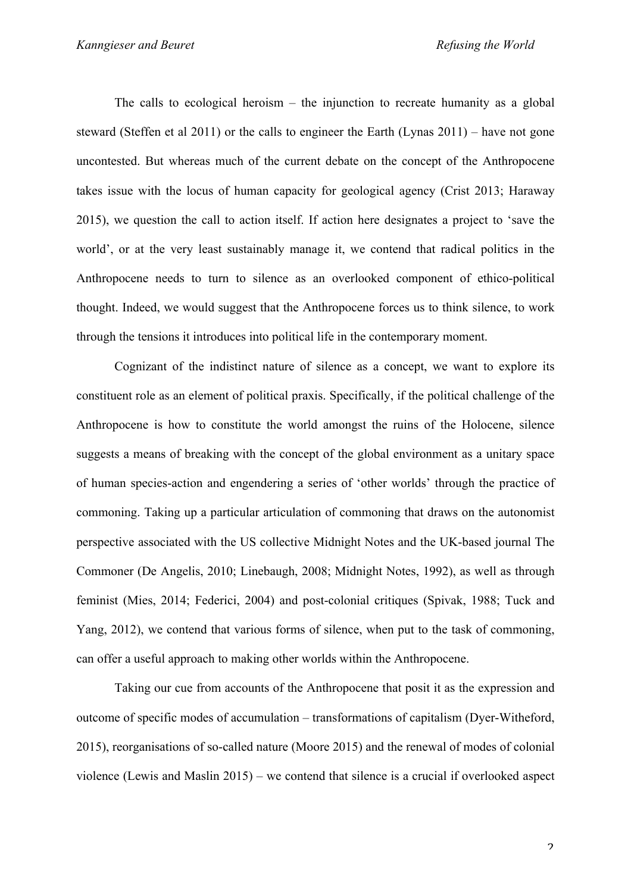The calls to ecological heroism – the injunction to recreate humanity as a global steward (Steffen et al 2011) or the calls to engineer the Earth (Lynas 2011) – have not gone uncontested. But whereas much of the current debate on the concept of the Anthropocene takes issue with the locus of human capacity for geological agency (Crist 2013; Haraway 2015), we question the call to action itself. If action here designates a project to 'save the world', or at the very least sustainably manage it, we contend that radical politics in the Anthropocene needs to turn to silence as an overlooked component of ethico-political thought. Indeed, we would suggest that the Anthropocene forces us to think silence, to work through the tensions it introduces into political life in the contemporary moment.

Cognizant of the indistinct nature of silence as a concept, we want to explore its constituent role as an element of political praxis. Specifically, if the political challenge of the Anthropocene is how to constitute the world amongst the ruins of the Holocene, silence suggests a means of breaking with the concept of the global environment as a unitary space of human species-action and engendering a series of 'other worlds' through the practice of commoning. Taking up a particular articulation of commoning that draws on the autonomist perspective associated with the US collective Midnight Notes and the UK-based journal The Commoner (De Angelis, 2010; Linebaugh, 2008; Midnight Notes, 1992), as well as through feminist (Mies, 2014; Federici, 2004) and post-colonial critiques (Spivak, 1988; Tuck and Yang, 2012), we contend that various forms of silence, when put to the task of commoning, can offer a useful approach to making other worlds within the Anthropocene.

Taking our cue from accounts of the Anthropocene that posit it as the expression and outcome of specific modes of accumulation – transformations of capitalism (Dyer-Witheford, 2015), reorganisations of so-called nature (Moore 2015) and the renewal of modes of colonial violence (Lewis and Maslin 2015) – we contend that silence is a crucial if overlooked aspect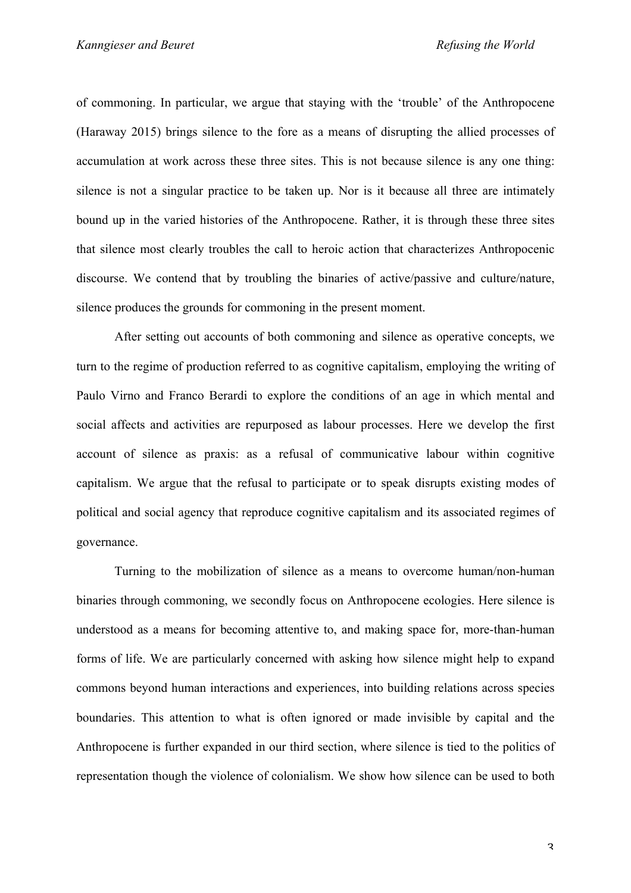of commoning. In particular, we argue that staying with the 'trouble' of the Anthropocene (Haraway 2015) brings silence to the fore as a means of disrupting the allied processes of accumulation at work across these three sites. This is not because silence is any one thing: silence is not a singular practice to be taken up. Nor is it because all three are intimately bound up in the varied histories of the Anthropocene. Rather, it is through these three sites that silence most clearly troubles the call to heroic action that characterizes Anthropocenic discourse. We contend that by troubling the binaries of active/passive and culture/nature, silence produces the grounds for commoning in the present moment.

After setting out accounts of both commoning and silence as operative concepts, we turn to the regime of production referred to as cognitive capitalism, employing the writing of Paulo Virno and Franco Berardi to explore the conditions of an age in which mental and social affects and activities are repurposed as labour processes. Here we develop the first account of silence as praxis: as a refusal of communicative labour within cognitive capitalism. We argue that the refusal to participate or to speak disrupts existing modes of political and social agency that reproduce cognitive capitalism and its associated regimes of governance.

Turning to the mobilization of silence as a means to overcome human/non-human binaries through commoning, we secondly focus on Anthropocene ecologies. Here silence is understood as a means for becoming attentive to, and making space for, more-than-human forms of life. We are particularly concerned with asking how silence might help to expand commons beyond human interactions and experiences, into building relations across species boundaries. This attention to what is often ignored or made invisible by capital and the Anthropocene is further expanded in our third section, where silence is tied to the politics of representation though the violence of colonialism. We show how silence can be used to both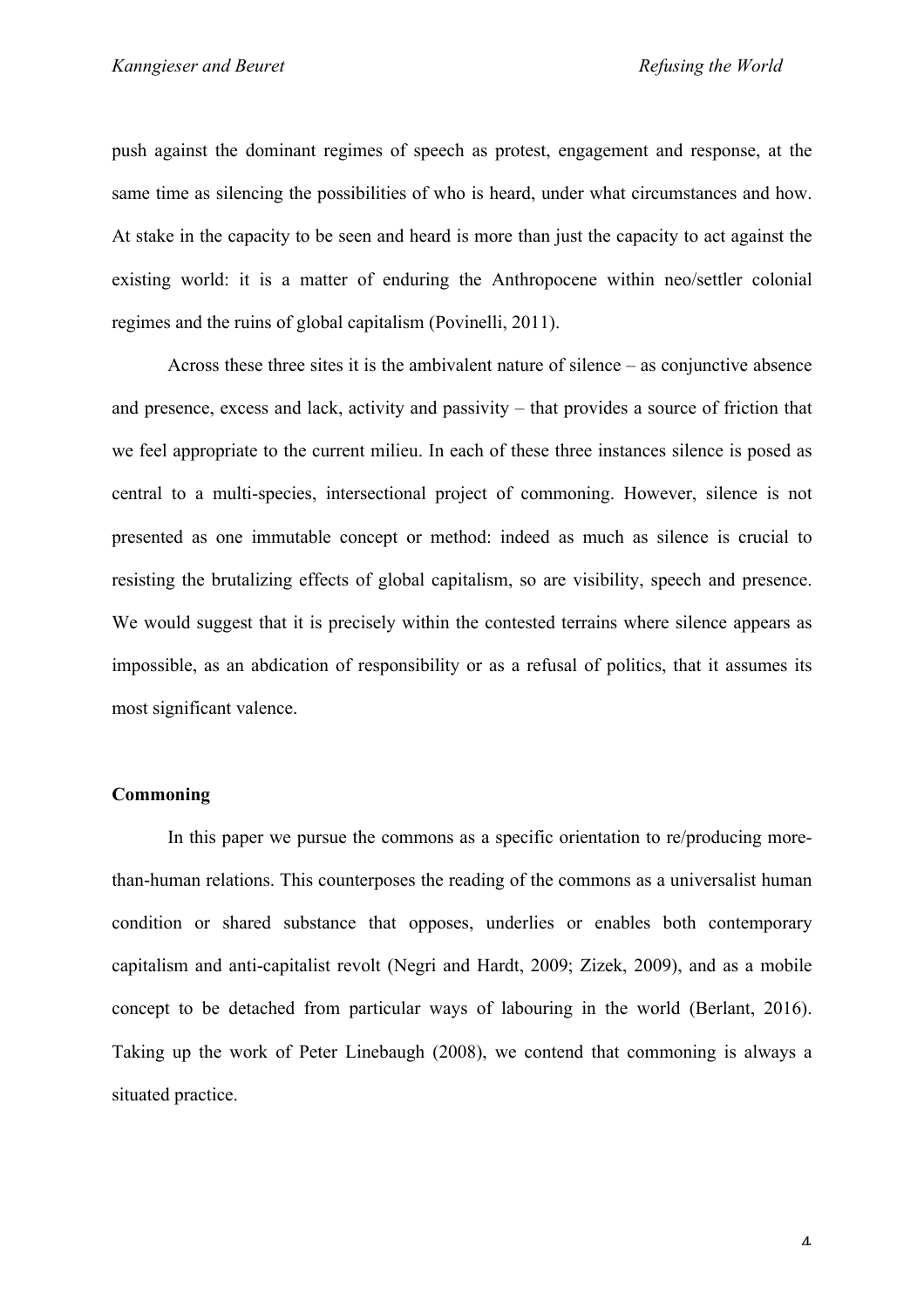push against the dominant regimes of speech as protest, engagement and response, at the same time as silencing the possibilities of who is heard, under what circumstances and how. At stake in the capacity to be seen and heard is more than just the capacity to act against the existing world: it is a matter of enduring the Anthropocene within neo/settler colonial regimes and the ruins of global capitalism (Povinelli, 2011).

Across these three sites it is the ambivalent nature of silence – as conjunctive absence and presence, excess and lack, activity and passivity – that provides a source of friction that we feel appropriate to the current milieu. In each of these three instances silence is posed as central to a multi-species, intersectional project of commoning. However, silence is not presented as one immutable concept or method: indeed as much as silence is crucial to resisting the brutalizing effects of global capitalism, so are visibility, speech and presence. We would suggest that it is precisely within the contested terrains where silence appears as impossible, as an abdication of responsibility or as a refusal of politics, that it assumes its most significant valence.

## Commoning

In this paper we pursue the commons as a specific orientation to re/producing more-than-human relations. This counterposes the reading of the commons as a universalist human condition or shared substance that opposes, underlies or enables both contemporary capitalism and anti-capitalist revolt (Negri and Hardt, 2009; Zizek, 2009), and as a mobile concept to be detached from particular ways of labouring in the world (Berlant, 2016). Taking up the work of Peter Linebaugh (2008), we contend that commoning is always a situated practice.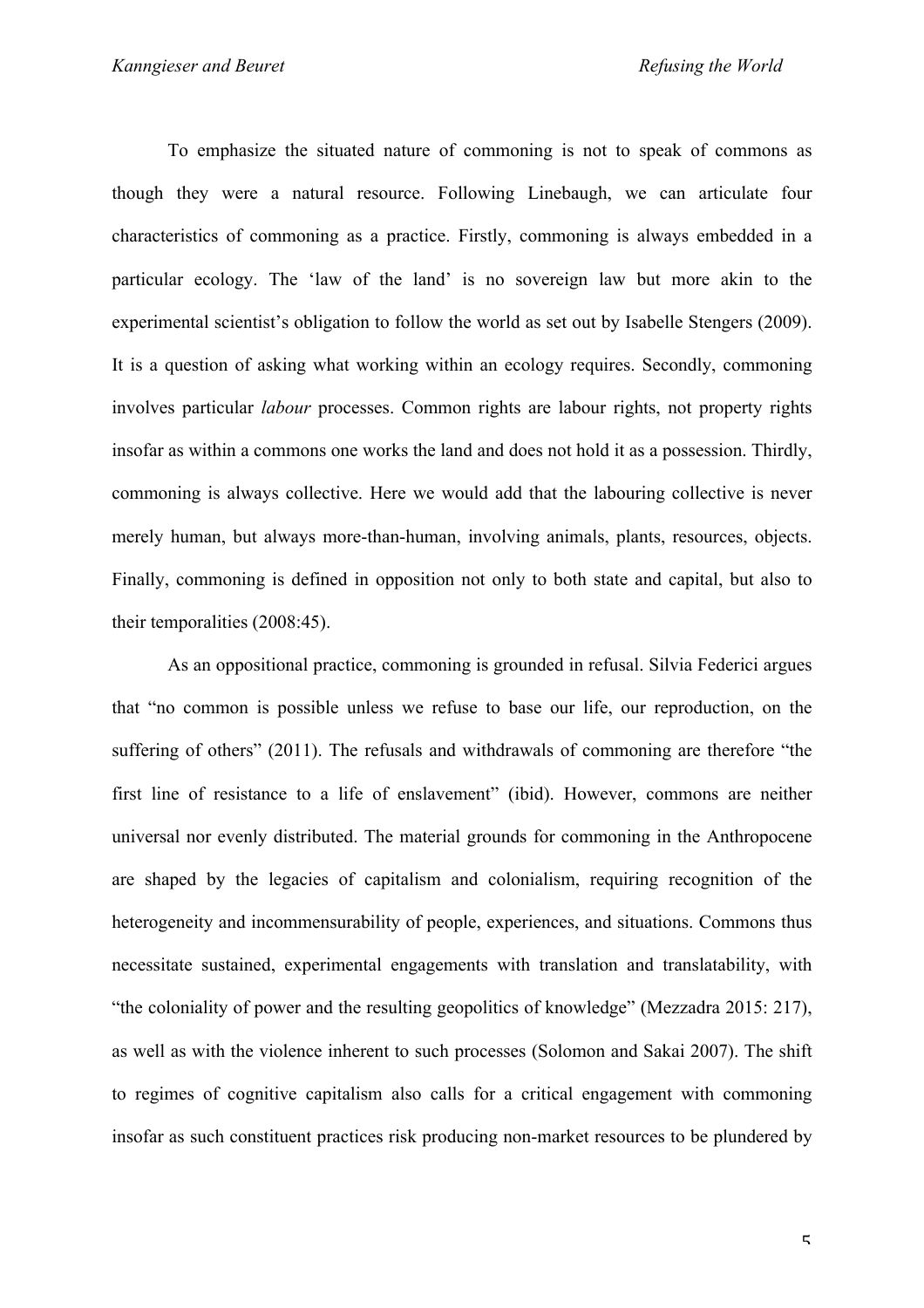To emphasize the situated nature of commoning is not to speak of commons as though they were a natural resource. Following Linebaugh, we can articulate four characteristics of commoning as a practice. Firstly, commoning is always embedded in a particular ecology. The 'law of the land' is no sovereign law but more akin to the experimental scientist's obligation to follow the world as set out by Isabelle Stengers (2009). It is a question of asking what working within an ecology requires. Secondly, commoning involves particular *labour* processes. Common rights are labour rights, not property rights insofar as within a commons one works the land and does not hold it as a possession. Thirdly, commoning is always collective. Here we would add that the labouring collective is never merely human, but always more-than-human, involving animals, plants, resources, objects. Finally, commoning is defined in opposition not only to both state and capital, but also to their temporalities (2008:45).

As an oppositional practice, commoning is grounded in refusal. Silvia Federici argues that "no common is possible unless we refuse to base our life, our reproduction, on the suffering of others" (2011). The refusals and withdrawals of commoning are therefore "the first line of resistance to a life of enslavement" (ibid). However, commons are neither universal nor evenly distributed. The material grounds for commoning in the Anthropocene are shaped by the legacies of capitalism and colonialism, requiring recognition of the heterogeneity and incommensurability of people, experiences, and situations. Commons thus necessitate sustained, experimental engagements with translation and translatability, with "the coloniality of power and the resulting geopolitics of knowledge" (Mezzadra 2015: 217), as well as with the violence inherent to such processes (Solomon and Sakai 2007). The shift to regimes of cognitive capitalism also calls for a critical engagement with commoning insofar as such constituent practices risk producing non-market resources to be plundered by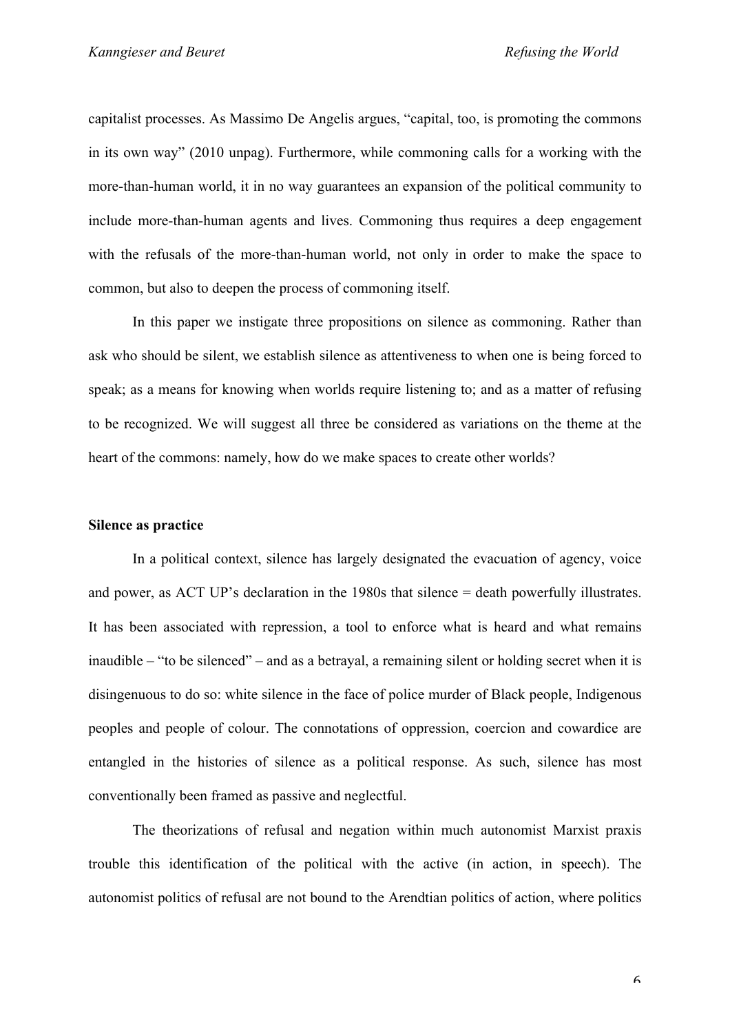capitalist processes. As Massimo De Angelis argues, "capital, too, is promoting the commons in its own way" (2010 unpag). Furthermore, while commoning calls for a working with the more-than-human world, it in no way guarantees an expansion of the political community to include more-than-human agents and lives. Commoning thus requires a deep engagement with the refusals of the more-than-human world, not only in order to make the space to common, but also to deepen the process of commoning itself.

In this paper we instigate three propositions on silence as commoning. Rather than ask who should be silent, we establish silence as attentiveness to when one is being forced to speak; as a means for knowing when worlds require listening to; and as a matter of refusing to be recognized. We will suggest all three be considered as variations on the theme at the heart of the commons: namely, how do we make spaces to create other worlds?

**Silence as practice**

In a political context, silence has largely designated the evacuation of agency, voice and power, as ACT UP's declaration in the 1980s that silence = death powerfully illustrates. It has been associated with repression, a tool to enforce what is heard and what remains inaudible – "to be silenced" – and as a betrayal, a remaining silent or holding secret when it is disingenuous to do so: white silence in the face of police murder of Black people, Indigenous peoples and people of colour. The connotations of oppression, coercion and cowardice are entangled in the histories of silence as a political response. As such, silence has most conventionally been framed as passive and neglectful.

The theorizations of refusal and negation within much autonomist Marxist praxis trouble this identification of the political with the active (in action, in speech). The autonomist politics of refusal are not bound to the Arendtian politics of action, where politics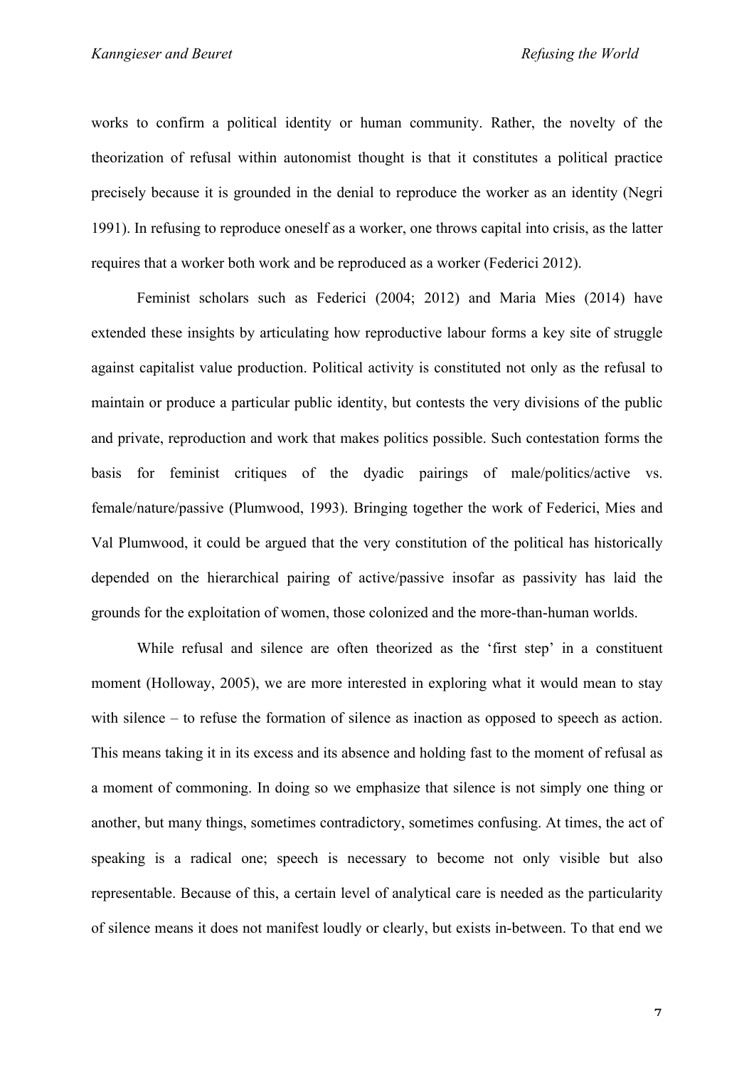works to confirm a political identity or human community. Rather, the novelty of the theorization of refusal within autonomist thought is that it constitutes a political practice precisely because it is grounded in the denial to reproduce the worker as an identity (Negri 1991). In refusing to reproduce oneself as a worker, one throws capital into crisis, as the latter requires that a worker both work and be reproduced as a worker (Federici 2012).

Feminist scholars such as Federici (2004; 2012) and Maria Mies (2014) have extended these insights by articulating how reproductive labour forms a key site of struggle against capitalist value production. Political activity is constituted not only as the refusal to maintain or produce a particular public identity, but contests the very divisions of the public and private, reproduction and work that makes politics possible. Such contestation forms the basis for feminist critiques of the dyadic pairings of male/politics/active vs. female/nature/passive (Plumwood, 1993). Bringing together the work of Federici, Mies and Val Plumwood, it could be argued that the very constitution of the political has historically depended on the hierarchical pairing of active/passive insofar as passivity has laid the grounds for the exploitation of women, those colonized and the more-than-human worlds.

While refusal and silence are often theorized as the 'first step' in a constituent moment (Holloway, 2005), we are more interested in exploring what it would mean to stay with silence – to refuse the formation of silence as inaction as opposed to speech as action. This means taking it in its excess and its absence and holding fast to the moment of refusal as a moment of commoning. In doing so we emphasize that silence is not simply one thing or another, but many things, sometimes contradictory, sometimes confusing. At times, the act of speaking is a radical one; speech is necessary to become not only visible but also representable. Because of this, a certain level of analytical care is needed as the particularity of silence means it does not manifest loudly or clearly, but exists in-between. To that end we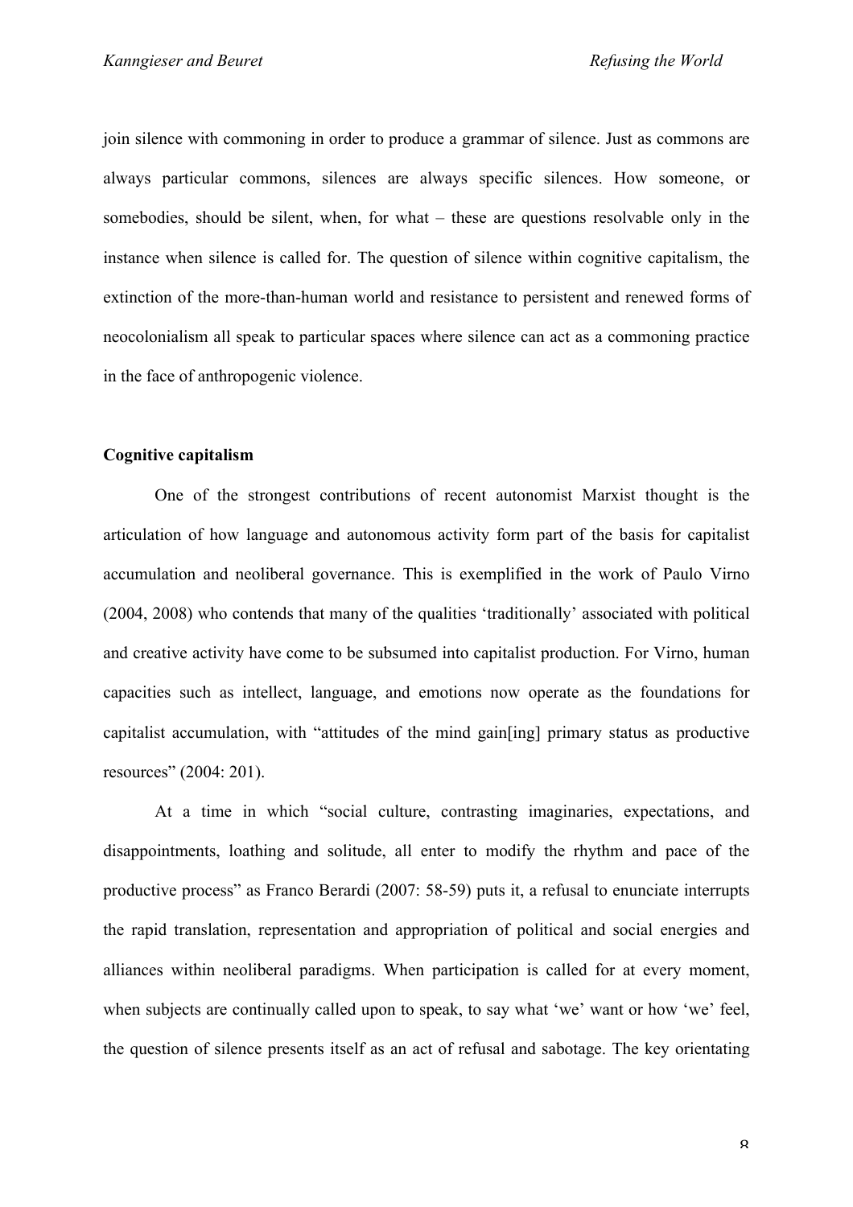join silence with commoning in order to produce a grammar of silence. Just as commons are always particular commons, silences are always specific silences. How someone, or somebodies, should be silent, when, for what – these are questions resolvable only in the instance when silence is called for. The question of silence within cognitive capitalism, the extinction of the more-than-human world and resistance to persistent and renewed forms of neocolonialism all speak to particular spaces where silence can act as a commoning practice in the face of anthropogenic violence.

**Cognitive capitalism**

One of the strongest contributions of recent autonomist Marxist thought is the articulation of how language and autonomous activity form part of the basis for capitalist accumulation and neoliberal governance. This is exemplified in the work of Paulo Virno (2004, 2008) who contends that many of the qualities 'traditionally' associated with political and creative activity have come to be subsumed into capitalist production. For Virno, human capacities such as intellect, language, and emotions now operate as the foundations for capitalist accumulation, with "attitudes of the mind gain[ing] primary status as productive resources" (2004: 201).

At a time in which "social culture, contrasting imaginaries, expectations, and disappointments, loathing and solitude, all enter to modify the rhythm and pace of the productive process" as Franco Berardi (2007: 58-59) puts it, a refusal to enunciate interrupts the rapid translation, representation and appropriation of political and social energies and alliances within neoliberal paradigms. When participation is called for at every moment, when subjects are continually called upon to speak, to say what 'we' want or how 'we' feel, the question of silence presents itself as an act of refusal and sabotage. The key orientating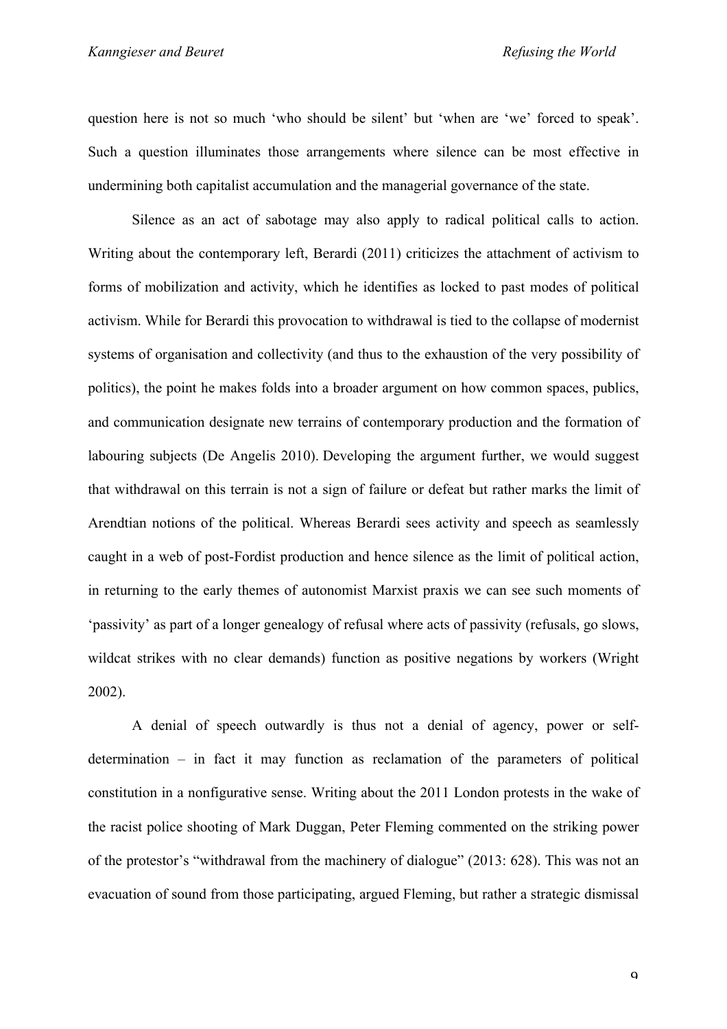question here is not so much 'who should be silent' but 'when are 'we' forced to speak'. Such a question illuminates those arrangements where silence can be most effective in undermining both capitalist accumulation and the managerial governance of the state.

Silence as an act of sabotage may also apply to radical political calls to action. Writing about the contemporary left, Berardi (2011) criticizes the attachment of activism to forms of mobilization and activity, which he identifies as locked to past modes of political activism. While for Berardi this provocation to withdrawal is tied to the collapse of modernist systems of organisation and collectivity (and thus to the exhaustion of the very possibility of politics), the point he makes folds into a broader argument on how common spaces, publics, and communication designate new terrains of contemporary production and the formation of labouring subjects (De Angelis 2010). Developing the argument further, we would suggest that withdrawal on this terrain is not a sign of failure or defeat but rather marks the limit of Arendtian notions of the political. Whereas Berardi sees activity and speech as seamlessly caught in a web of post-Fordist production and hence silence as the limit of political action, in returning to the early themes of autonomist Marxist praxis we can see such moments of 'passivity' as part of a longer genealogy of refusal where acts of passivity (refusals, go slows, wildcat strikes with no clear demands) function as positive negations by workers (Wright 2002).

A denial of speech outwardly is thus not a denial of agency, power or self-determination – in fact it may function as reclamation of the parameters of political constitution in a nonfigurative sense. Writing about the 2011 London protests in the wake of the racist police shooting of Mark Duggan, Peter Fleming commented on the striking power of the protestor's "withdrawal from the machinery of dialogue" (2013: 628). This was not an evacuation of sound from those participating, argued Fleming, but rather a strategic dismissal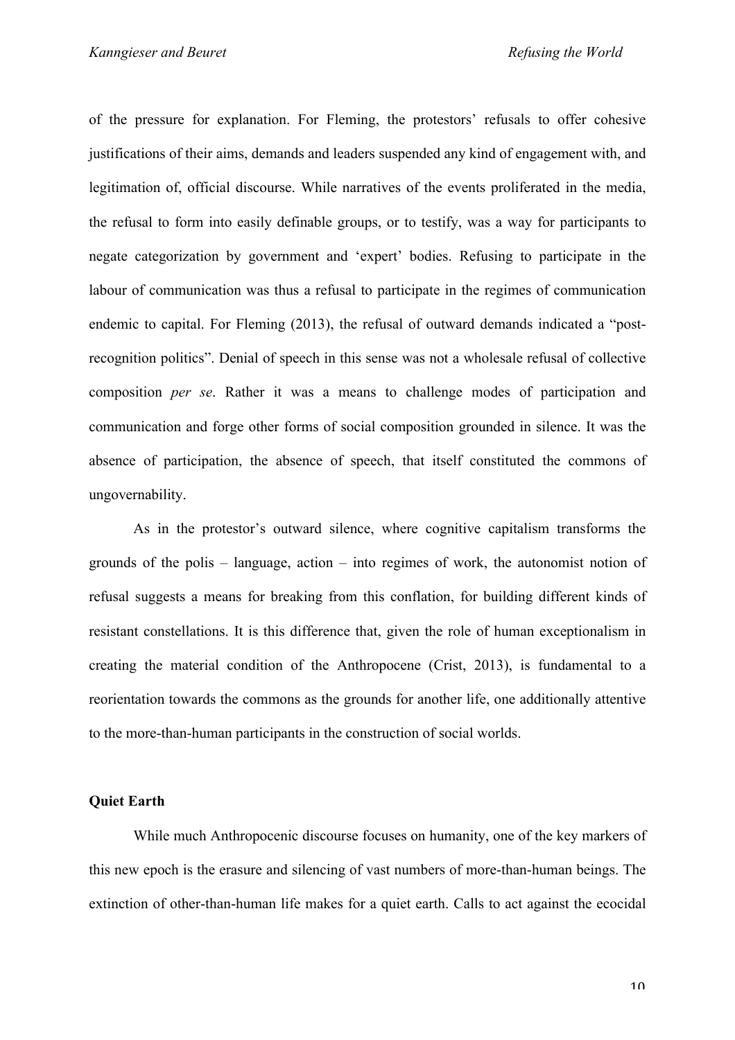of the pressure for explanation. For Fleming, the protestors' refusals to offer cohesive justifications of their aims, demands and leaders suspended any kind of engagement with, and legitimation of, official discourse. While narratives of the events proliferated in the media, the refusal to form into easily definable groups, or to testify, was a way for participants to negate categorization by government and 'expert' bodies. Refusing to participate in the labour of communication was thus a refusal to participate in the regimes of communication endemic to capital. For Fleming (2013), the refusal of outward demands indicated a "post-recognition politics". Denial of speech in this sense was not a wholesale refusal of collective composition *per se*. Rather it was a means to challenge modes of participation and communication and forge other forms of social composition grounded in silence. It was the absence of participation, the absence of speech, that itself constituted the commons of ungovernability.

As in the protestor's outward silence, where cognitive capitalism transforms the grounds of the polis – language, action – into regimes of work, the autonomist notion of refusal suggests a means for breaking from this conflation, for building different kinds of resistant constellations. It is this difference that, given the role of human exceptionalism in creating the material condition of the Anthropocene (Crist, 2013), is fundamental to a reorientation towards the commons as the grounds for another life, one additionally attentive to the more-than-human participants in the construction of social worlds.

## Quiet Earth

While much Anthropocenic discourse focuses on humanity, one of the key markers of this new epoch is the erasure and silencing of vast numbers of more-than-human beings. The extinction of other-than-human life makes for a quiet earth. Calls to act against the ecocidal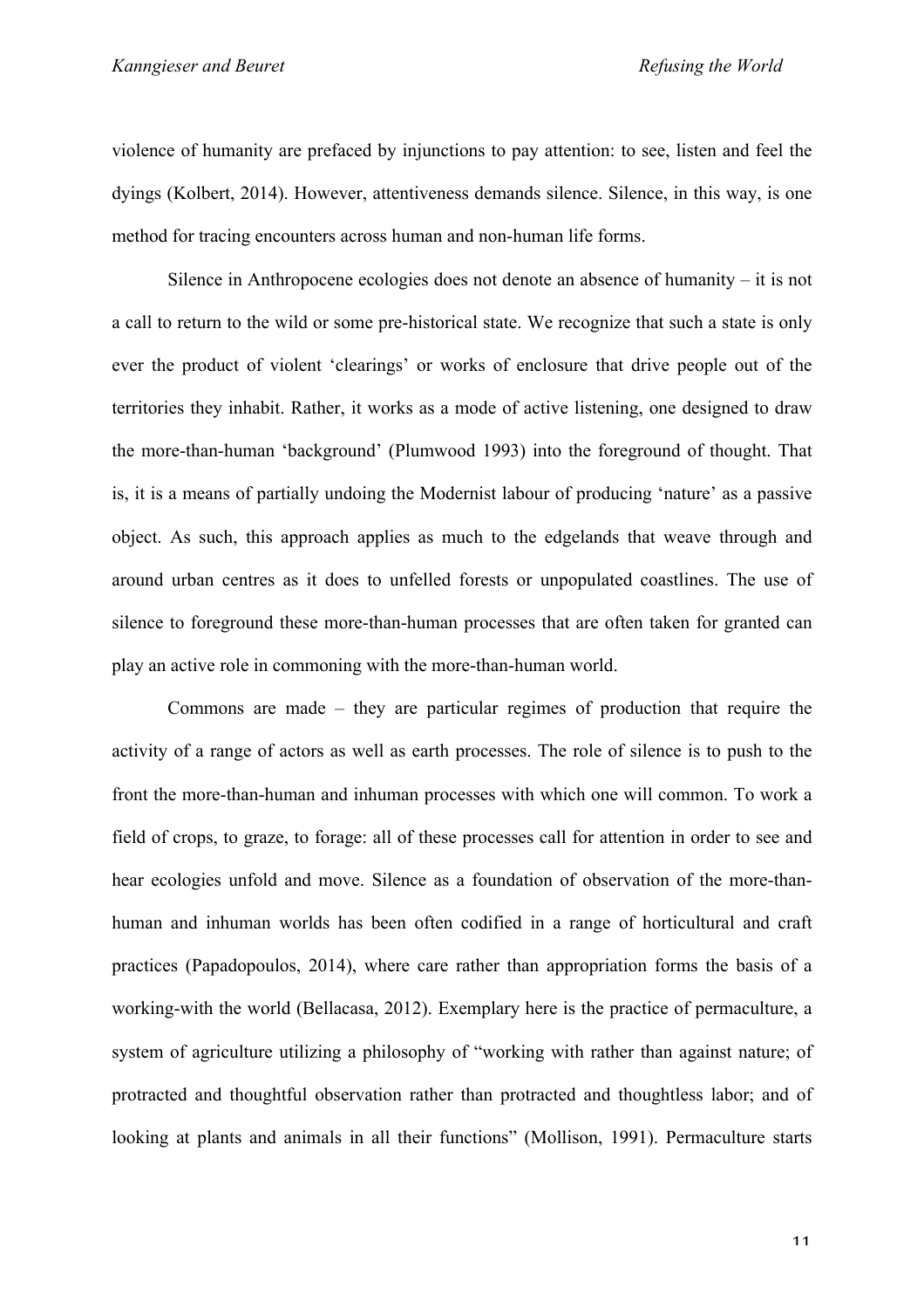violence of humanity are prefaced by injunctions to pay attention: to see, listen and feel the dyings (Kolbert, 2014). However, attentiveness demands silence. Silence, in this way, is one method for tracing encounters across human and non-human life forms.

Silence in Anthropocene ecologies does not denote an absence of humanity – it is not a call to return to the wild or some pre-historical state. We recognize that such a state is only ever the product of violent 'clearings' or works of enclosure that drive people out of the territories they inhabit. Rather, it works as a mode of active listening, one designed to draw the more-than-human 'background' (Plumwood 1993) into the foreground of thought. That is, it is a means of partially undoing the Modernist labour of producing 'nature' as a passive object. As such, this approach applies as much to the edgelands that weave through and around urban centres as it does to unfelled forests or unpopulated coastlines. The use of silence to foreground these more-than-human processes that are often taken for granted can play an active role in commoning with the more-than-human world.

Commons are made – they are particular regimes of production that require the activity of a range of actors as well as earth processes. The role of silence is to push to the front the more-than-human and inhuman processes with which one will common. To work a field of crops, to graze, to forage: all of these processes call for attention in order to see and hear ecologies unfold and move. Silence as a foundation of observation of the more-than-human and inhuman worlds has been often codified in a range of horticultural and craft practices (Papadopoulos, 2014), where care rather than appropriation forms the basis of a working-with the world (Bellacasa, 2012). Exemplary here is the practice of permaculture, a system of agriculture utilizing a philosophy of "working with rather than against nature; of protracted and thoughtful observation rather than protracted and thoughtless labor; and of looking at plants and animals in all their functions" (Mollison, 1991). Permaculture starts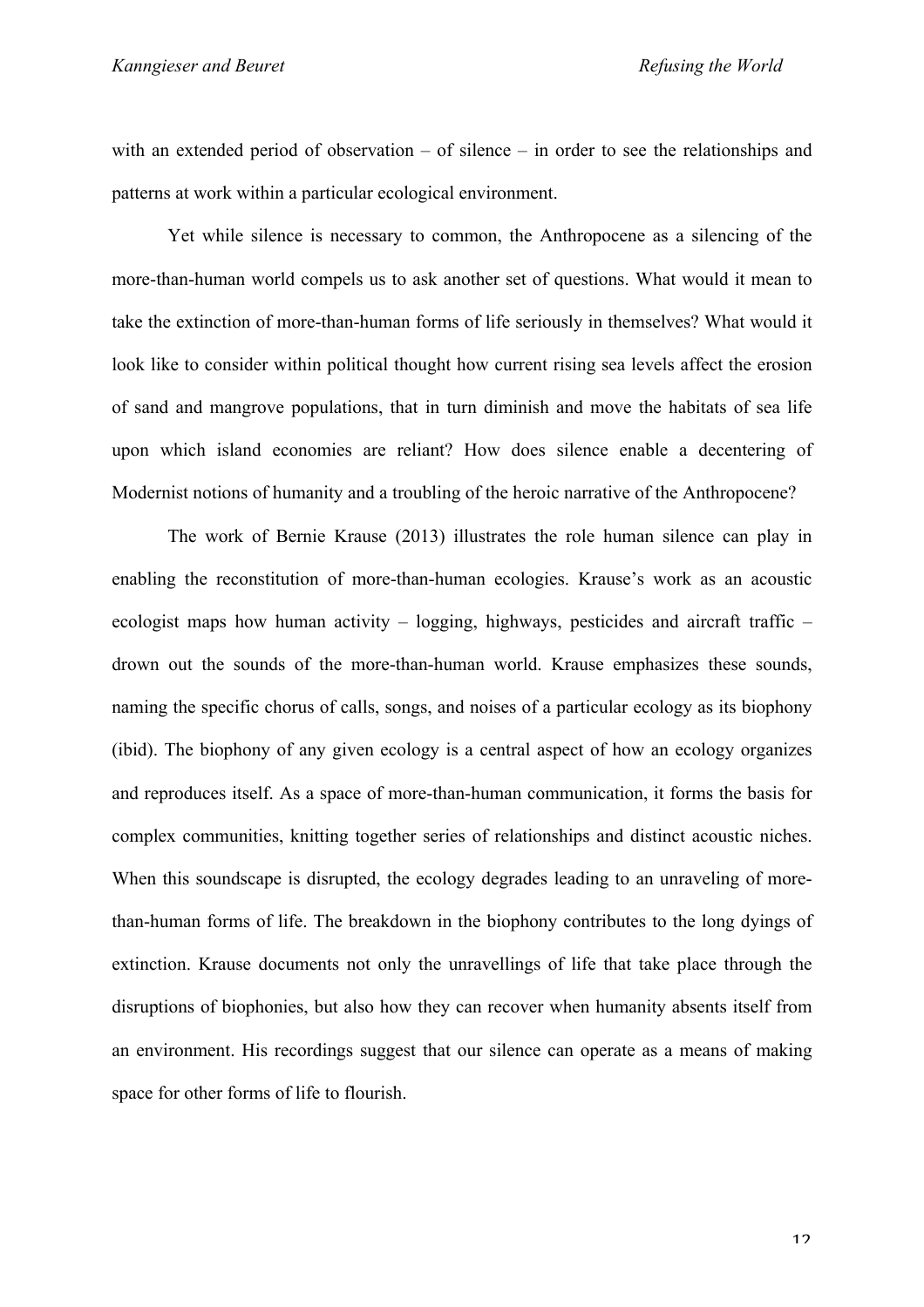with an extended period of observation – of silence – in order to see the relationships and patterns at work within a particular ecological environment.

Yet while silence is necessary to common, the Anthropocene as a silencing of the more-than-human world compels us to ask another set of questions. What would it mean to take the extinction of more-than-human forms of life seriously in themselves? What would it look like to consider within political thought how current rising sea levels affect the erosion of sand and mangrove populations, that in turn diminish and move the habitats of sea life upon which island economies are reliant? How does silence enable a decentering of Modernist notions of humanity and a troubling of the heroic narrative of the Anthropocene?

The work of Bernie Krause (2013) illustrates the role human silence can play in enabling the reconstitution of more-than-human ecologies. Krause's work as an acoustic ecologist maps how human activity – logging, highways, pesticides and aircraft traffic – drown out the sounds of the more-than-human world. Krause emphasizes these sounds, naming the specific chorus of calls, songs, and noises of a particular ecology as its biophony (ibid). The biophony of any given ecology is a central aspect of how an ecology organizes and reproduces itself. As a space of more-than-human communication, it forms the basis for complex communities, knitting together series of relationships and distinct acoustic niches. When this soundscape is disrupted, the ecology degrades leading to an unraveling of more-than-human forms of life. The breakdown in the biophony contributes to the long dyings of extinction. Krause documents not only the unravellings of life that take place through the disruptions of biophonies, but also how they can recover when humanity absents itself from an environment. His recordings suggest that our silence can operate as a means of making space for other forms of life to flourish.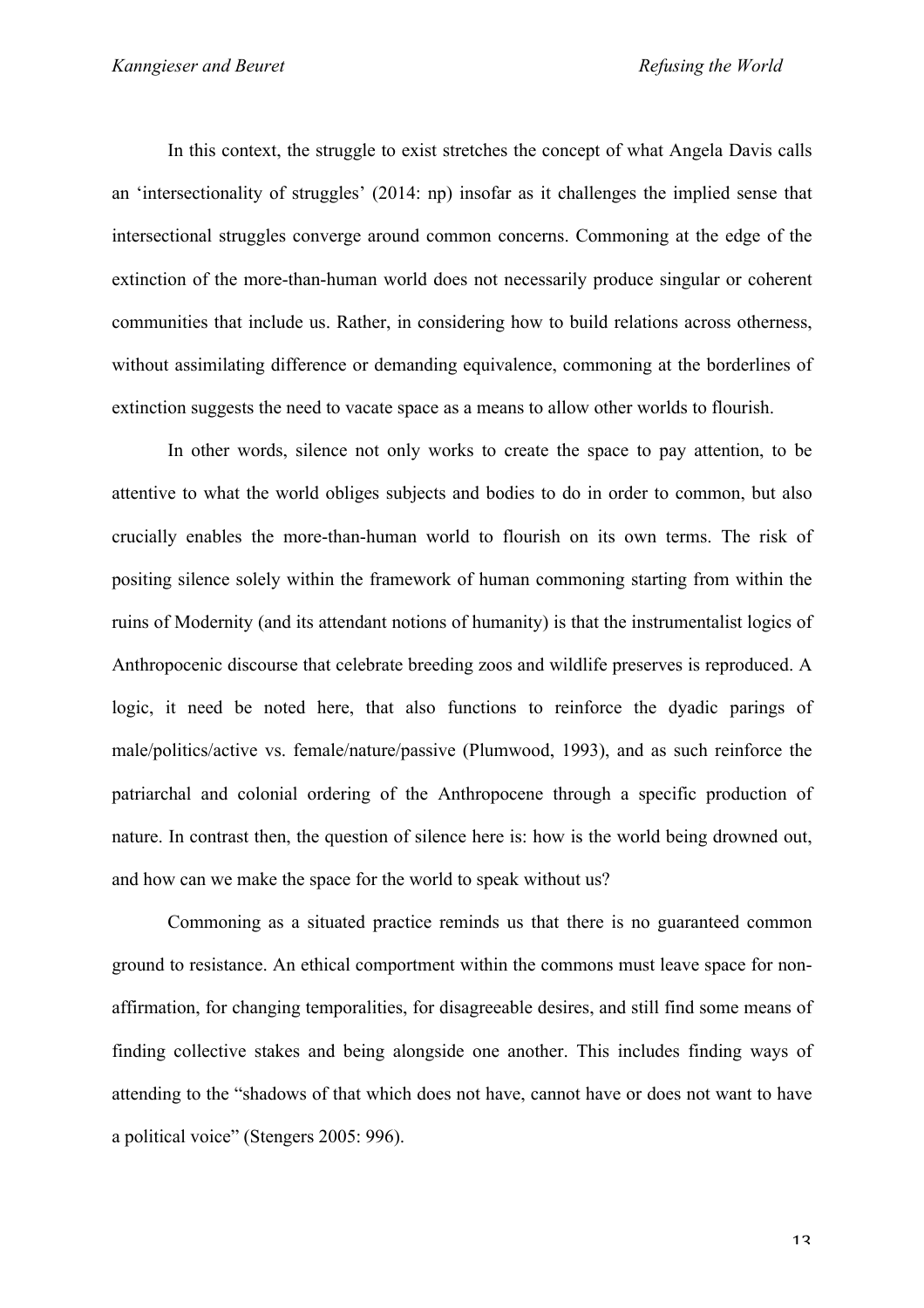In this context, the struggle to exist stretches the concept of what Angela Davis calls an 'intersectionality of struggles' (2014: np) insofar as it challenges the implied sense that intersectional struggles converge around common concerns. Commoning at the edge of the extinction of the more-than-human world does not necessarily produce singular or coherent communities that include us. Rather, in considering how to build relations across otherness, without assimilating difference or demanding equivalence, commoning at the borderlines of extinction suggests the need to vacate space as a means to allow other worlds to flourish.

In other words, silence not only works to create the space to pay attention, to be attentive to what the world obliges subjects and bodies to do in order to common, but also crucially enables the more-than-human world to flourish on its own terms. The risk of positing silence solely within the framework of human commoning starting from within the ruins of Modernity (and its attendant notions of humanity) is that the instrumentalist logics of Anthropocenic discourse that celebrate breeding zoos and wildlife preserves is reproduced. A logic, it need be noted here, that also functions to reinforce the dyadic parings of male/politics/active vs. female/nature/passive (Plumwood, 1993), and as such reinforce the patriarchal and colonial ordering of the Anthropocene through a specific production of nature. In contrast then, the question of silence here is: how is the world being drowned out, and how can we make the space for the world to speak without us?

Commoning as a situated practice reminds us that there is no guaranteed common ground to resistance. An ethical comportment within the commons must leave space for non-affirmation, for changing temporalities, for disagreeable desires, and still find some means of finding collective stakes and being alongside one another. This includes finding ways of attending to the "shadows of that which does not have, cannot have or does not want to have a political voice" (Stengers 2005: 996).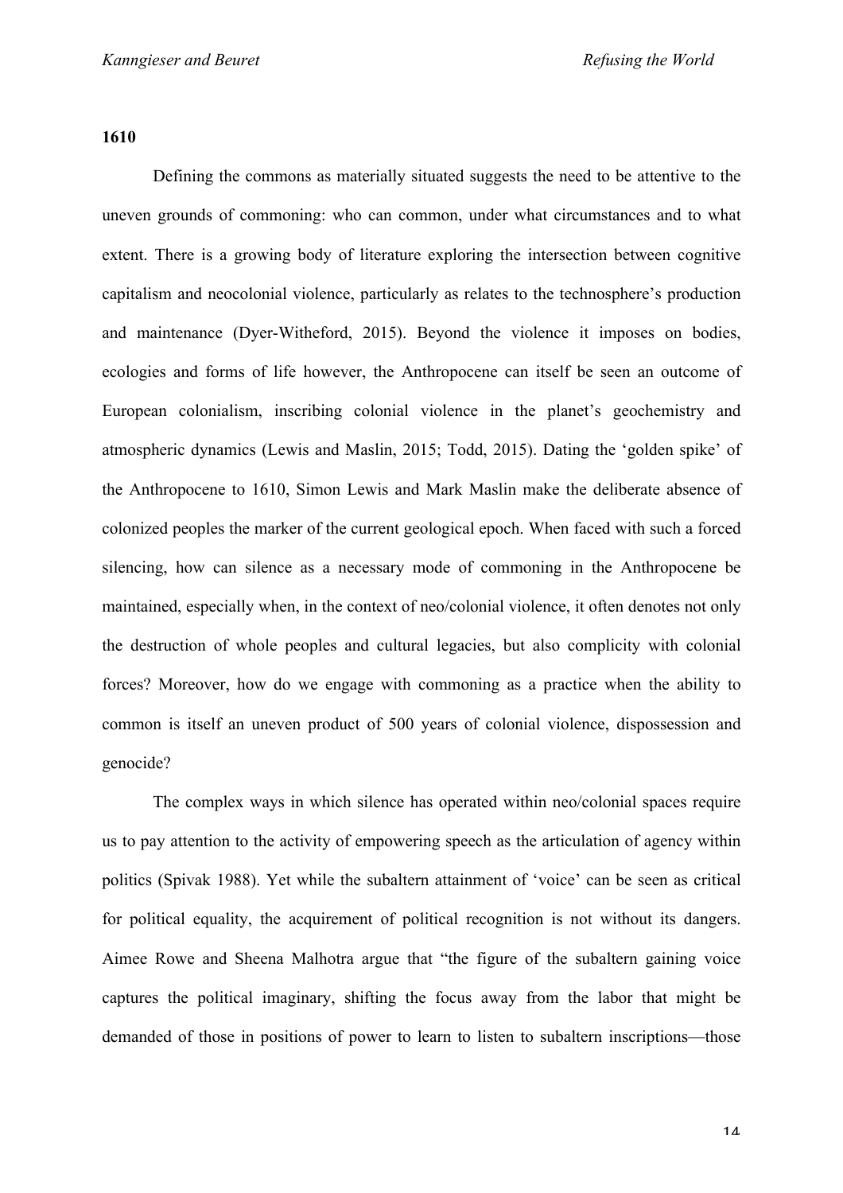**1610**

Defining the commons as materially situated suggests the need to be attentive to the uneven grounds of commoning: who can common, under what circumstances and to what extent. There is a growing body of literature exploring the intersection between cognitive capitalism and neocolonial violence, particularly as relates to the technosphere's production and maintenance (Dyer-Witheford, 2015). Beyond the violence it imposes on bodies, ecologies and forms of life however, the Anthropocene can itself be seen an outcome of European colonialism, inscribing colonial violence in the planet's geochemistry and atmospheric dynamics (Lewis and Maslin, 2015; Todd, 2015). Dating the 'golden spike' of the Anthropocene to 1610, Simon Lewis and Mark Maslin make the deliberate absence of colonized peoples the marker of the current geological epoch. When faced with such a forced silencing, how can silence as a necessary mode of commoning in the Anthropocene be maintained, especially when, in the context of neo/colonial violence, it often denotes not only the destruction of whole peoples and cultural legacies, but also complicity with colonial forces? Moreover, how do we engage with commoning as a practice when the ability to common is itself an uneven product of 500 years of colonial violence, dispossession and genocide?

The complex ways in which silence has operated within neo/colonial spaces require us to pay attention to the activity of empowering speech as the articulation of agency within politics (Spivak 1988). Yet while the subaltern attainment of 'voice' can be seen as critical for political equality, the acquirement of political recognition is not without its dangers. Aimee Rowe and Sheena Malhotra argue that "the figure of the subaltern gaining voice captures the political imaginary, shifting the focus away from the labor that might be demanded of those in positions of power to learn to listen to subaltern inscriptions—those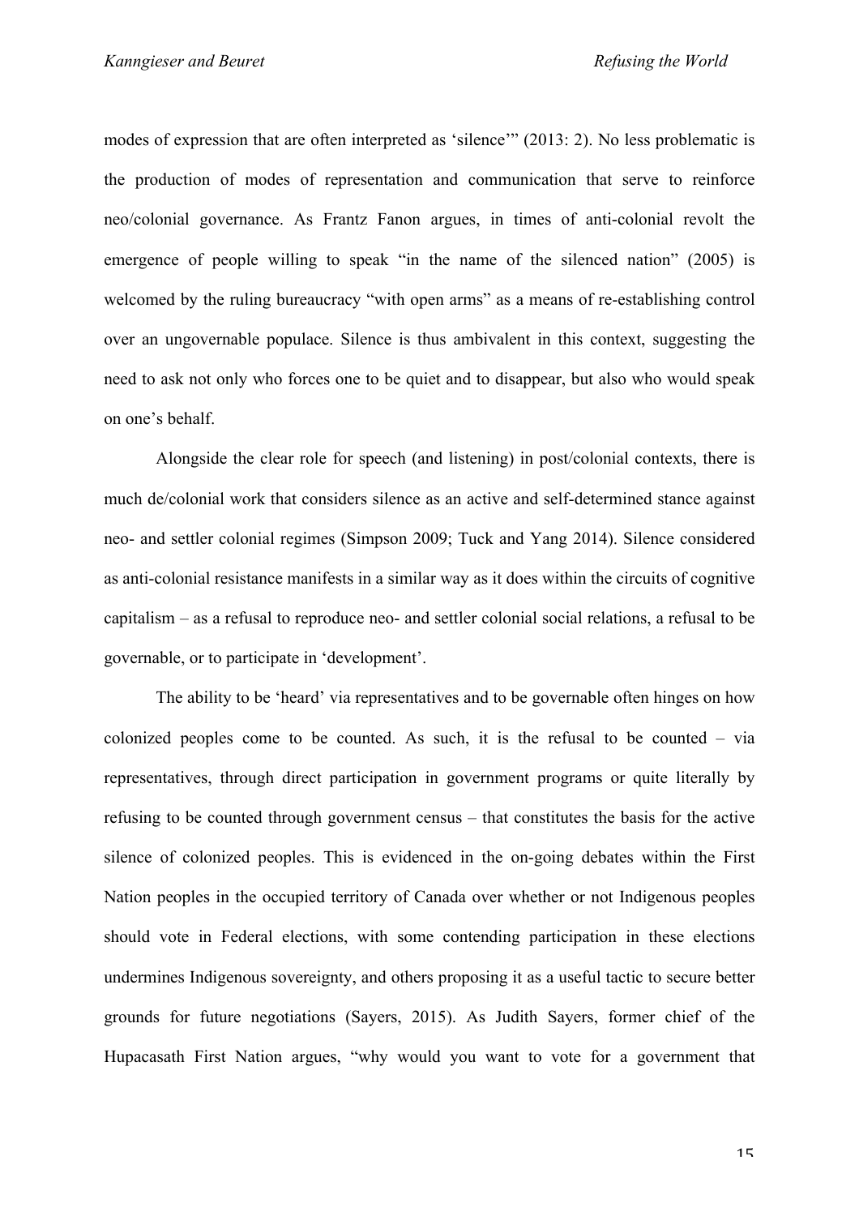modes of expression that are often interpreted as 'silence'" (2013: 2). No less problematic is the production of modes of representation and communication that serve to reinforce neo/colonial governance. As Frantz Fanon argues, in times of anti-colonial revolt the emergence of people willing to speak "in the name of the silenced nation" (2005) is welcomed by the ruling bureaucracy "with open arms" as a means of re-establishing control over an ungovernable populace. Silence is thus ambivalent in this context, suggesting the need to ask not only who forces one to be quiet and to disappear, but also who would speak on one's behalf.

Alongside the clear role for speech (and listening) in post/colonial contexts, there is much de/colonial work that considers silence as an active and self-determined stance against neo- and settler colonial regimes (Simpson 2009; Tuck and Yang 2014). Silence considered as anti-colonial resistance manifests in a similar way as it does within the circuits of cognitive capitalism – as a refusal to reproduce neo- and settler colonial social relations, a refusal to be governable, or to participate in 'development'.

The ability to be 'heard' via representatives and to be governable often hinges on how colonized peoples come to be counted. As such, it is the refusal to be counted – via representatives, through direct participation in government programs or quite literally by refusing to be counted through government census – that constitutes the basis for the active silence of colonized peoples. This is evidenced in the on-going debates within the First Nation peoples in the occupied territory of Canada over whether or not Indigenous peoples should vote in Federal elections, with some contending participation in these elections undermines Indigenous sovereignty, and others proposing it as a useful tactic to secure better grounds for future negotiations (Sayers, 2015). As Judith Sayers, former chief of the Hupacasath First Nation argues, "why would you want to vote for a government that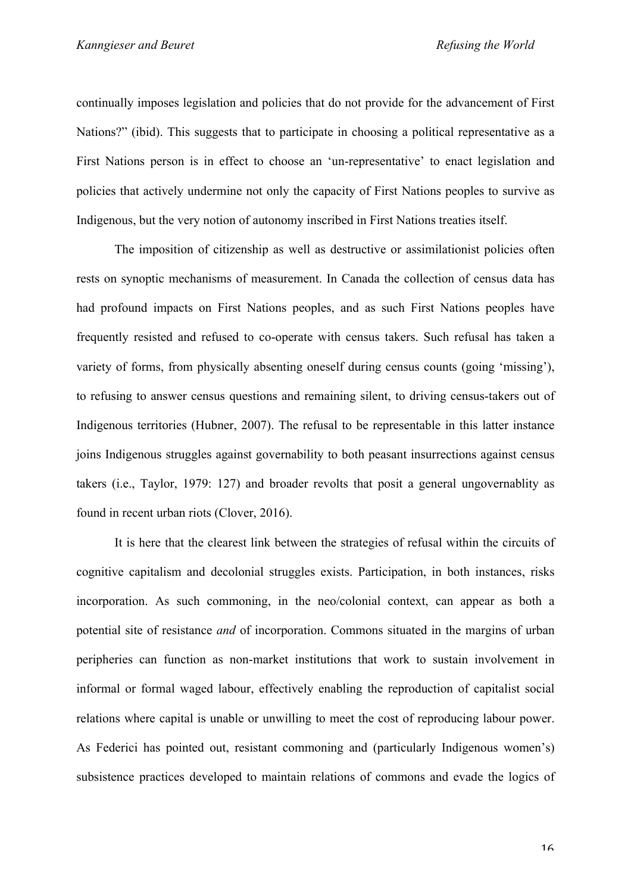continually imposes legislation and policies that do not provide for the advancement of First Nations?" (ibid). This suggests that to participate in choosing a political representative as a First Nations person is in effect to choose an 'un-representative' to enact legislation and policies that actively undermine not only the capacity of First Nations peoples to survive as Indigenous, but the very notion of autonomy inscribed in First Nations treaties itself.

The imposition of citizenship as well as destructive or assimilationist policies often rests on synoptic mechanisms of measurement. In Canada the collection of census data has had profound impacts on First Nations peoples, and as such First Nations peoples have frequently resisted and refused to co-operate with census takers. Such refusal has taken a variety of forms, from physically absenting oneself during census counts (going 'missing'), to refusing to answer census questions and remaining silent, to driving census-takers out of Indigenous territories (Hubner, 2007). The refusal to be representable in this latter instance joins Indigenous struggles against governability to both peasant insurrections against census takers (i.e., Taylor, 1979: 127) and broader revolts that posit a general ungovernablity as found in recent urban riots (Clover, 2016).

It is here that the clearest link between the strategies of refusal within the circuits of cognitive capitalism and decolonial struggles exists. Participation, in both instances, risks incorporation. As such commoning, in the neo/colonial context, can appear as both a potential site of resistance *and* of incorporation. Commons situated in the margins of urban peripheries can function as non-market institutions that work to sustain involvement in informal or formal waged labour, effectively enabling the reproduction of capitalist social relations where capital is unable or unwilling to meet the cost of reproducing labour power. As Federici has pointed out, resistant commoning and (particularly Indigenous women's) subsistence practices developed to maintain relations of commons and evade the logics of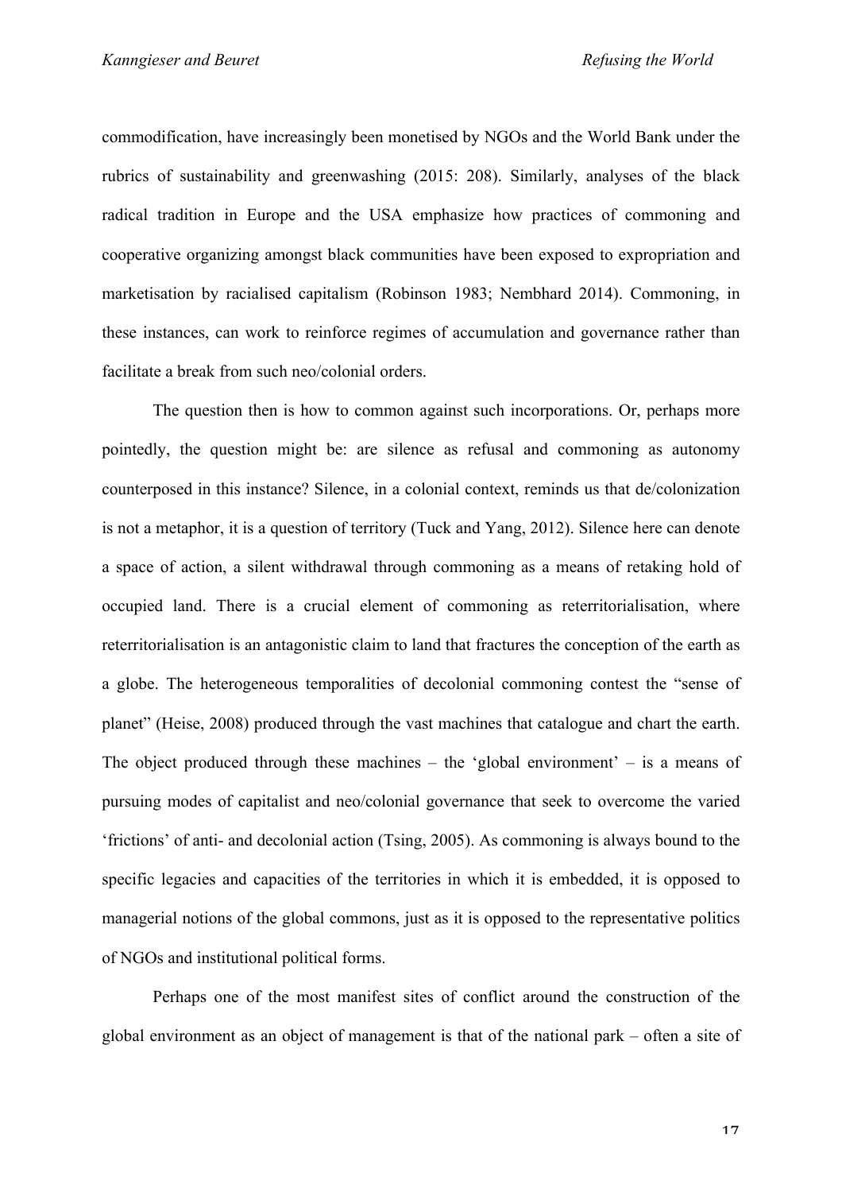commodification, have increasingly been monetised by NGOs and the World Bank under the rubrics of sustainability and greenwashing (2015: 208). Similarly, analyses of the black radical tradition in Europe and the USA emphasize how practices of commoning and cooperative organizing amongst black communities have been exposed to expropriation and marketisation by racialised capitalism (Robinson 1983; Nembhard 2014). Commoning, in these instances, can work to reinforce regimes of accumulation and governance rather than facilitate a break from such neo/colonial orders.

The question then is how to common against such incorporations. Or, perhaps more pointedly, the question might be: are silence as refusal and commoning as autonomy counterposed in this instance? Silence, in a colonial context, reminds us that de/colonization is not a metaphor, it is a question of territory (Tuck and Yang, 2012). Silence here can denote a space of action, a silent withdrawal through commoning as a means of retaking hold of occupied land. There is a crucial element of commoning as reterritorialisation, where reterritorialisation is an antagonistic claim to land that fractures the conception of the earth as a globe. The heterogeneous temporalities of decolonial commoning contest the "sense of planet" (Heise, 2008) produced through the vast machines that catalogue and chart the earth. The object produced through these machines – the 'global environment' – is a means of pursuing modes of capitalist and neo/colonial governance that seek to overcome the varied 'frictions' of anti- and decolonial action (Tsing, 2005). As commoning is always bound to the specific legacies and capacities of the territories in which it is embedded, it is opposed to managerial notions of the global commons, just as it is opposed to the representative politics of NGOs and institutional political forms.

Perhaps one of the most manifest sites of conflict around the construction of the global environment as an object of management is that of the national park – often a site of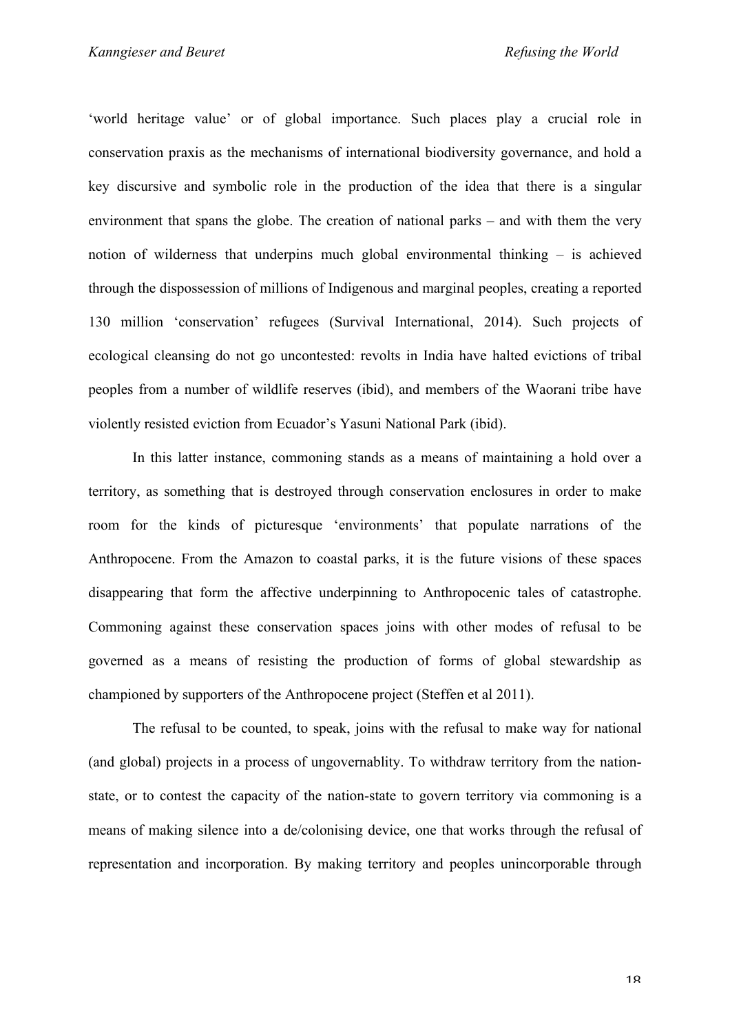'world heritage value' or of global importance. Such places play a crucial role in conservation praxis as the mechanisms of international biodiversity governance, and hold a key discursive and symbolic role in the production of the idea that there is a singular environment that spans the globe. The creation of national parks – and with them the very notion of wilderness that underpins much global environmental thinking – is achieved through the dispossession of millions of Indigenous and marginal peoples, creating a reported 130 million 'conservation' refugees (Survival International, 2014). Such projects of ecological cleansing do not go uncontested: revolts in India have halted evictions of tribal peoples from a number of wildlife reserves (ibid), and members of the Waorani tribe have violently resisted eviction from Ecuador's Yasuni National Park (ibid).

In this latter instance, commoning stands as a means of maintaining a hold over a territory, as something that is destroyed through conservation enclosures in order to make room for the kinds of picturesque 'environments' that populate narrations of the Anthropocene. From the Amazon to coastal parks, it is the future visions of these spaces disappearing that form the affective underpinning to Anthropocenic tales of catastrophe. Commoning against these conservation spaces joins with other modes of refusal to be governed as a means of resisting the production of forms of global stewardship as championed by supporters of the Anthropocene project (Steffen et al 2011).

The refusal to be counted, to speak, joins with the refusal to make way for national (and global) projects in a process of ungovernablity. To withdraw territory from the nation-state, or to contest the capacity of the nation-state to govern territory via commoning is a means of making silence into a de/colonising device, one that works through the refusal of representation and incorporation. By making territory and peoples unincorporable through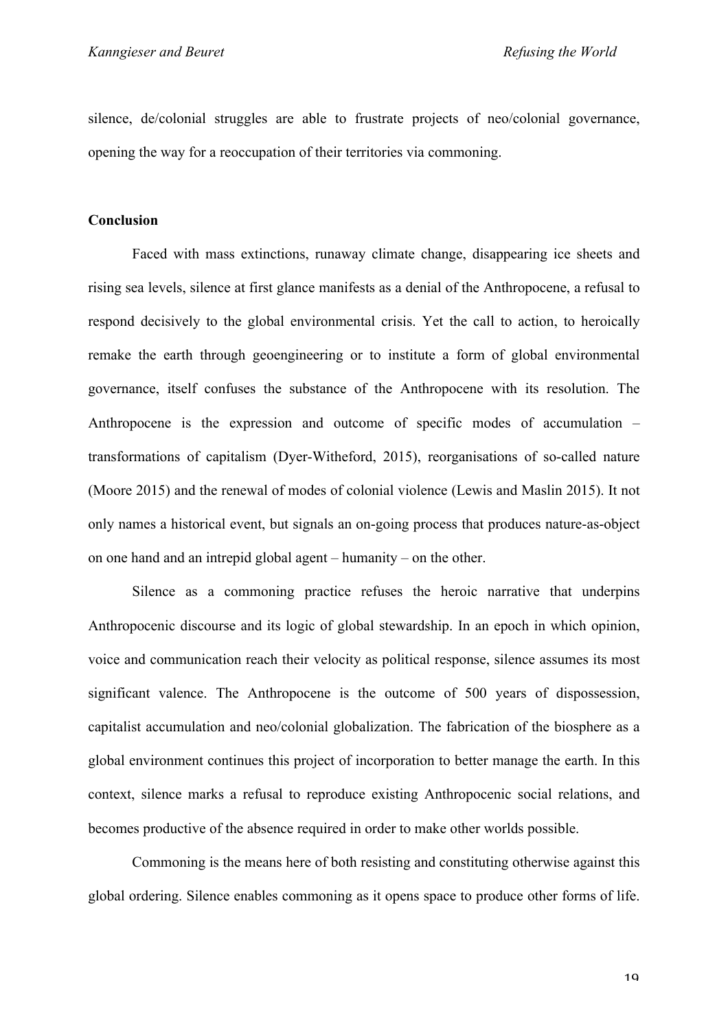silence, de/colonial struggles are able to frustrate projects of neo/colonial governance, opening the way for a reoccupation of their territories via commoning.

## Conclusion

Faced with mass extinctions, runaway climate change, disappearing ice sheets and rising sea levels, silence at first glance manifests as a denial of the Anthropocene, a refusal to respond decisively to the global environmental crisis. Yet the call to action, to heroically remake the earth through geoengineering or to institute a form of global environmental governance, itself confuses the substance of the Anthropocene with its resolution. The Anthropocene is the expression and outcome of specific modes of accumulation – transformations of capitalism (Dyer-Witheford, 2015), reorganisations of so-called nature (Moore 2015) and the renewal of modes of colonial violence (Lewis and Maslin 2015). It not only names a historical event, but signals an on-going process that produces nature-as-object on one hand and an intrepid global agent – humanity – on the other.

Silence as a commoning practice refuses the heroic narrative that underpins Anthropocenic discourse and its logic of global stewardship. In an epoch in which opinion, voice and communication reach their velocity as political response, silence assumes its most significant valence. The Anthropocene is the outcome of 500 years of dispossession, capitalist accumulation and neo/colonial globalization. The fabrication of the biosphere as a global environment continues this project of incorporation to better manage the earth. In this context, silence marks a refusal to reproduce existing Anthropocenic social relations, and becomes productive of the absence required in order to make other worlds possible.

Commoning is the means here of both resisting and constituting otherwise against this global ordering. Silence enables commoning as it opens space to produce other forms of life.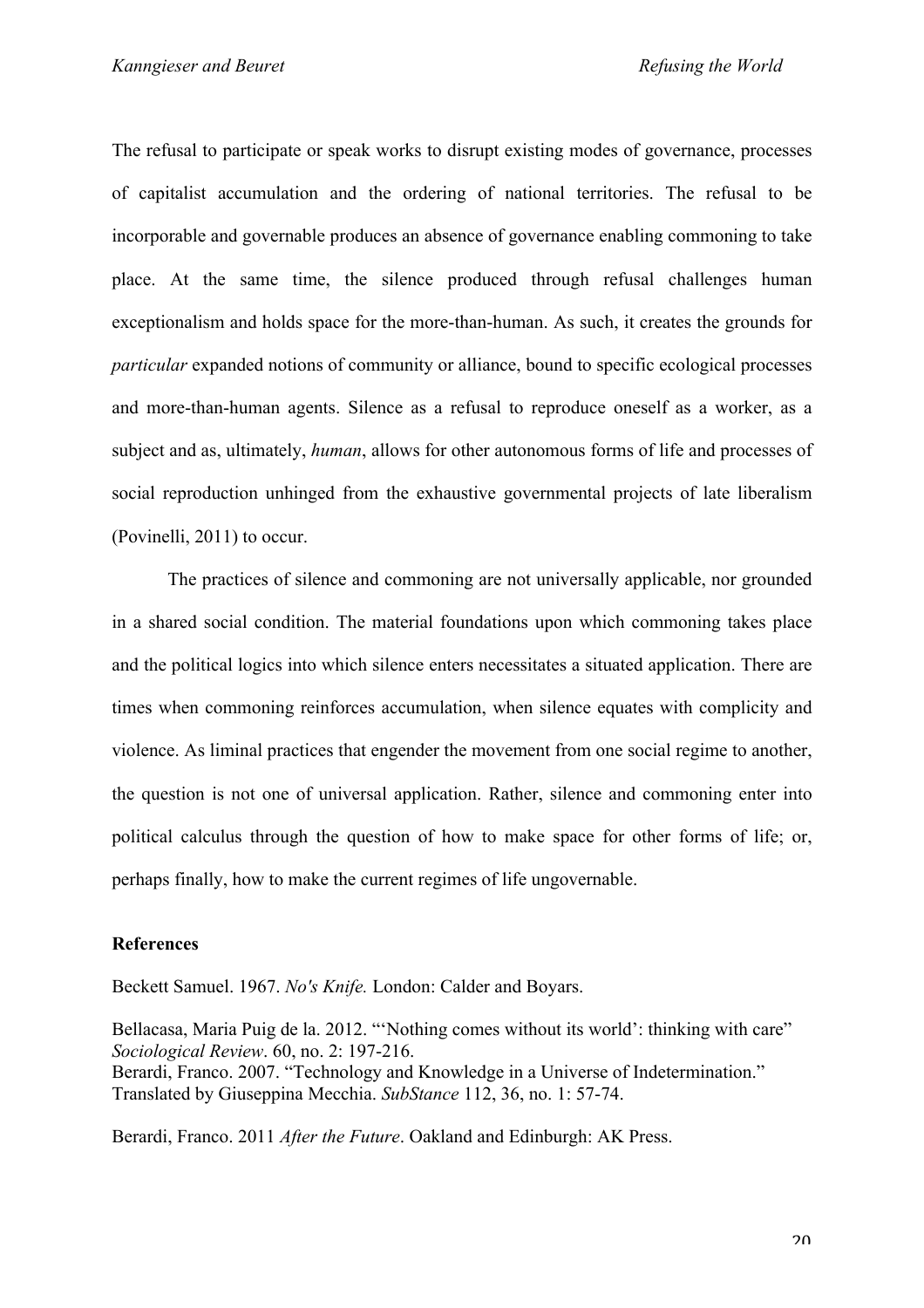The refusal to participate or speak works to disrupt existing modes of governance, processes of capitalist accumulation and the ordering of national territories. The refusal to be incorporable and governable produces an absence of governance enabling commoning to take place. At the same time, the silence produced through refusal challenges human exceptionalism and holds space for the more-than-human. As such, it creates the grounds for *particular* expanded notions of community or alliance, bound to specific ecological processes and more-than-human agents. Silence as a refusal to reproduce oneself as a worker, as a subject and as, ultimately, *human*, allows for other autonomous forms of life and processes of social reproduction unhinged from the exhaustive governmental projects of late liberalism (Povinelli, 2011) to occur.

The practices of silence and commoning are not universally applicable, nor grounded in a shared social condition. The material foundations upon which commoning takes place and the political logics into which silence enters necessitates a situated application. There are times when commoning reinforces accumulation, when silence equates with complicity and violence. As liminal practices that engender the movement from one social regime to another, the question is not one of universal application. Rather, silence and commoning enter into political calculus through the question of how to make space for other forms of life; or, perhaps finally, how to make the current regimes of life ungovernable.

**References**

Beckett Samuel. 1967. *No's Knife.* London: Calder and Boyars.

Bellacasa, Maria Puig de la. 2012. "'Nothing comes without its world': thinking with care" *Sociological Review*. 60, no. 2: 197-216.

Berardi, Franco. 2007. "Technology and Knowledge in a Universe of Indetermination." Translated by Giuseppina Mecchia. *SubStance* 112, 36, no. 1: 57-74.

Berardi, Franco. 2011 *After the Future*. Oakland and Edinburgh: AK Press.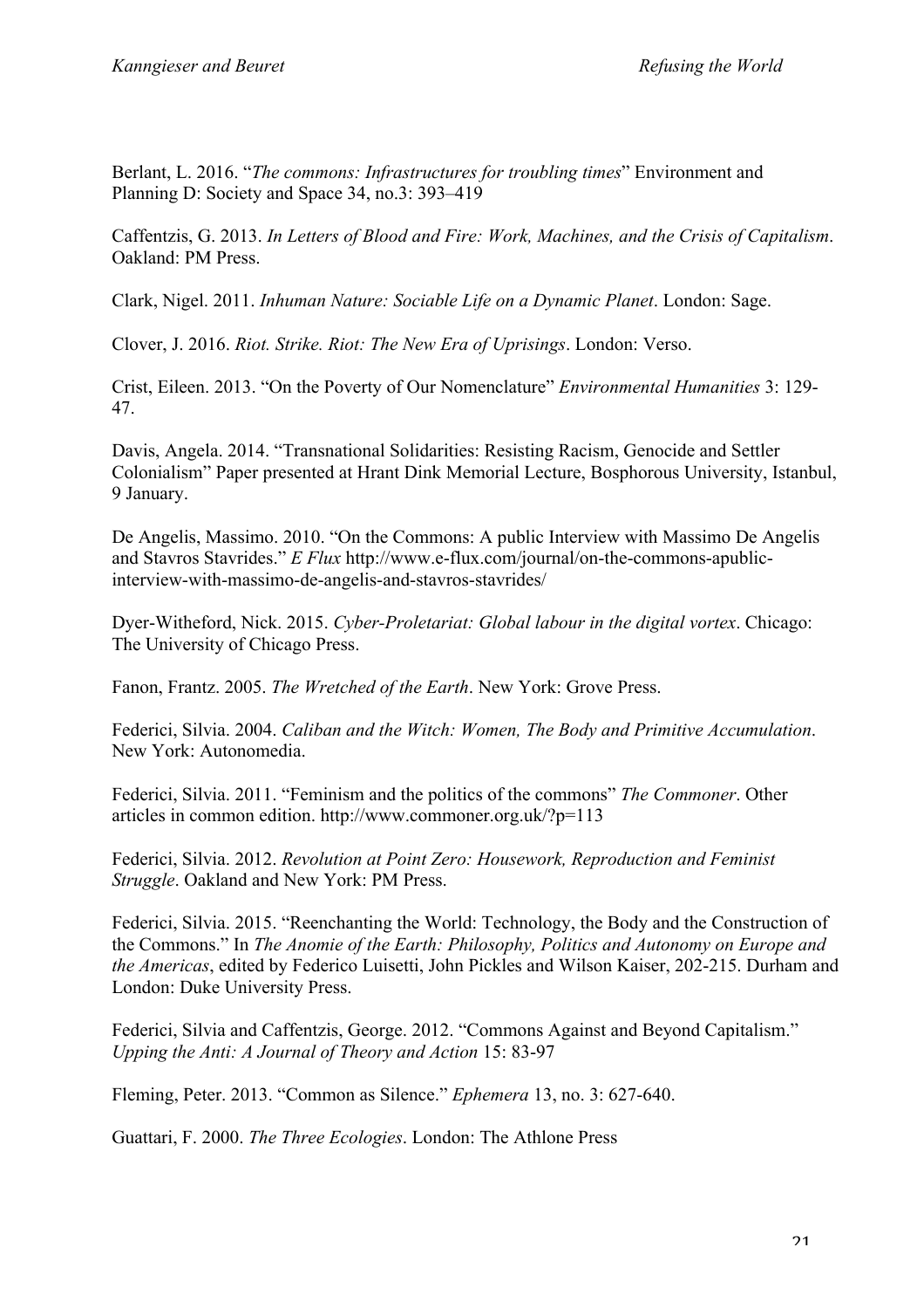Berlant, L. 2016. "*The commons: Infrastructures for troubling times*" Environment and Planning D: Society and Space 34, no.3: 393–419

Caffentzis, G. 2013. *In Letters of Blood and Fire: Work, Machines, and the Crisis of Capitalism*. Oakland: PM Press.

Clark, Nigel. 2011. *Inhuman Nature: Sociable Life on a Dynamic Planet*. London: Sage.

Clover, J. 2016. *Riot. Strike. Riot: The New Era of Uprisings*. London: Verso.

Crist, Eileen. 2013. "On the Poverty of Our Nomenclature" *Environmental Humanities* 3: 129-47.

Davis, Angela. 2014. "Transnational Solidarities: Resisting Racism, Genocide and Settler Colonialism" Paper presented at Hrant Dink Memorial Lecture, Bosphorous University, Istanbul, 9 January.

De Angelis, Massimo. 2010. "On the Commons: A public Interview with Massimo De Angelis and Stavros Stavrides." *E Flux* http://www.e-flux.com/journal/on-the-commons-apublic-interview-with-massimo-de-angelis-and-stavros-stavrides/

Dyer-Witheford, Nick. 2015. *Cyber-Proletariat: Global labour in the digital vortex*. Chicago: The University of Chicago Press.

Fanon, Frantz. 2005. *The Wretched of the Earth*. New York: Grove Press.

Federici, Silvia. 2004. *Caliban and the Witch: Women, The Body and Primitive Accumulation*. New York: Autonomedia.

Federici, Silvia. 2011. "Feminism and the politics of the commons" *The Commoner*. Other articles in common edition. http://www.commoner.org.uk/?p=113

Federici, Silvia. 2012. *Revolution at Point Zero: Housework, Reproduction and Feminist Struggle*. Oakland and New York: PM Press.

Federici, Silvia. 2015. "Reenchanting the World: Technology, the Body and the Construction of the Commons." In *The Anomie of the Earth: Philosophy, Politics and Autonomy on Europe and the Americas*, edited by Federico Luisetti, John Pickles and Wilson Kaiser, 202-215. Durham and London: Duke University Press.

Federici, Silvia and Caffentzis, George. 2012. "Commons Against and Beyond Capitalism." *Upping the Anti: A Journal of Theory and Action* 15: 83-97

Fleming, Peter. 2013. "Common as Silence." *Ephemera* 13, no. 3: 627-640.

Guattari, F. 2000. *The Three Ecologies*. London: The Athlone Press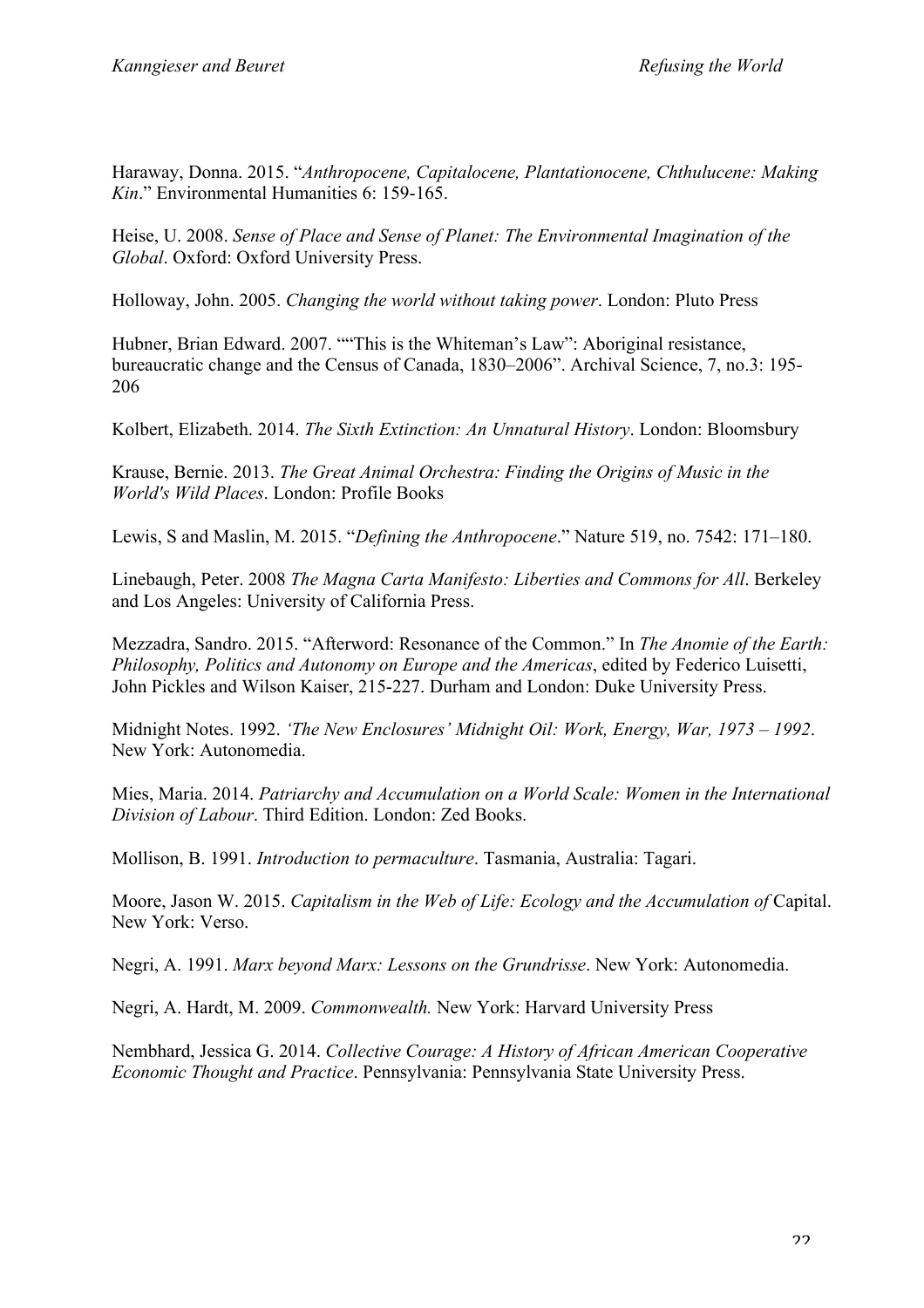Haraway, Donna. 2015. "*Anthropocene, Capitalocene, Plantationocene, Chthulucene: Making Kin*." Environmental Humanities 6: 159-165.

Heise, U. 2008. *Sense of Place and Sense of Planet: The Environmental Imagination of the Global*. Oxford: Oxford University Press.

Holloway, John. 2005. *Changing the world without taking power*. London: Pluto Press

Hubner, Brian Edward. 2007. ""This is the Whiteman's Law": Aboriginal resistance, bureaucratic change and the Census of Canada, 1830–2006". Archival Science, 7, no.3: 195-206

Kolbert, Elizabeth. 2014. *The Sixth Extinction: An Unnatural History*. London: Bloomsbury

Krause, Bernie. 2013. *The Great Animal Orchestra: Finding the Origins of Music in the World's Wild Places*. London: Profile Books

Lewis, S and Maslin, M. 2015. "*Defining the Anthropocene*." Nature 519, no. 7542: 171–180.

Linebaugh, Peter. 2008 *The Magna Carta Manifesto: Liberties and Commons for All*. Berkeley and Los Angeles: University of California Press.

Mezzadra, Sandro. 2015. "Afterword: Resonance of the Common." In *The Anomie of the Earth: Philosophy, Politics and Autonomy on Europe and the Americas*, edited by Federico Luisetti, John Pickles and Wilson Kaiser, 215-227. Durham and London: Duke University Press.

Midnight Notes. 1992. *'The New Enclosures' Midnight Oil: Work, Energy, War, 1973 – 1992*. New York: Autonomedia.

Mies, Maria. 2014. *Patriarchy and Accumulation on a World Scale: Women in the International Division of Labour*. Third Edition. London: Zed Books.

Mollison, B. 1991. *Introduction to permaculture*. Tasmania, Australia: Tagari.

Moore, Jason W. 2015. *Capitalism in the Web of Life: Ecology and the Accumulation of* Capital. New York: Verso.

Negri, A. 1991. *Marx beyond Marx: Lessons on the Grundrisse*. New York: Autonomedia.

Negri, A. Hardt, M. 2009. *Commonwealth.* New York: Harvard University Press

Nembhard, Jessica G. 2014. *Collective Courage: A History of African American Cooperative Economic Thought and Practice*. Pennsylvania: Pennsylvania State University Press.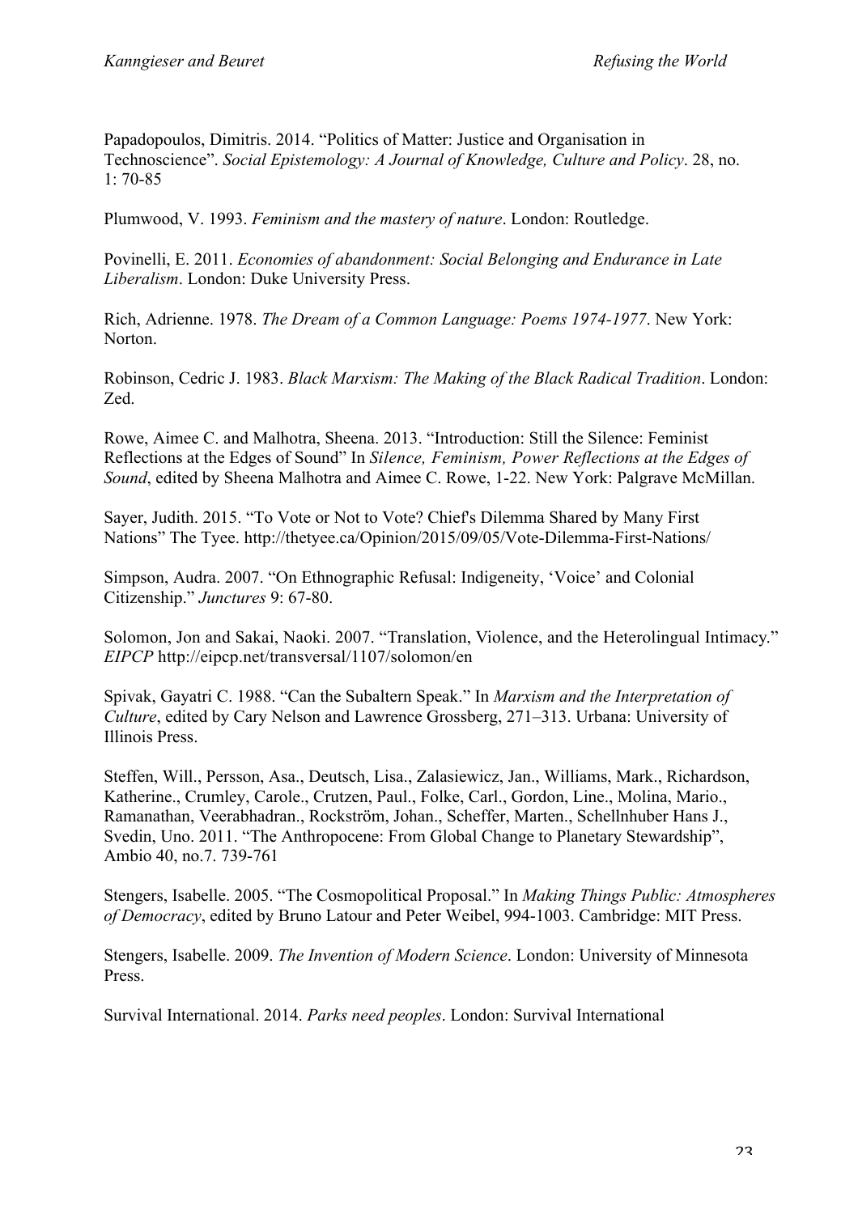Papadopoulos, Dimitris. 2014. "Politics of Matter: Justice and Organisation in Technoscience". *Social Epistemology: A Journal of Knowledge, Culture and Policy*. 28, no. 1: 70-85

Plumwood, V. 1993. *Feminism and the mastery of nature*. London: Routledge.

Povinelli, E. 2011. *Economies of abandonment: Social Belonging and Endurance in Late Liberalism*. London: Duke University Press.

Rich, Adrienne. 1978. *The Dream of a Common Language: Poems 1974-1977*. New York: Norton.

Robinson, Cedric J. 1983. *Black Marxism: The Making of the Black Radical Tradition*. London: Zed.

Rowe, Aimee C. and Malhotra, Sheena. 2013. "Introduction: Still the Silence: Feminist Reflections at the Edges of Sound" In *Silence, Feminism, Power Reflections at the Edges of Sound*, edited by Sheena Malhotra and Aimee C. Rowe, 1-22. New York: Palgrave McMillan.

Sayer, Judith. 2015. "To Vote or Not to Vote? Chief's Dilemma Shared by Many First Nations" The Tyee. http://thetyee.ca/Opinion/2015/09/05/Vote-Dilemma-First-Nations/

Simpson, Audra. 2007. "On Ethnographic Refusal: Indigeneity, 'Voice' and Colonial Citizenship." *Junctures* 9: 67-80.

Solomon, Jon and Sakai, Naoki. 2007. "Translation, Violence, and the Heterolingual Intimacy." *EIPCP* http://eipcp.net/transversal/1107/solomon/en

Spivak, Gayatri C. 1988. "Can the Subaltern Speak." In *Marxism and the Interpretation of Culture*, edited by Cary Nelson and Lawrence Grossberg, 271–313. Urbana: University of Illinois Press.

Steffen, Will., Persson, Asa., Deutsch, Lisa., Zalasiewicz, Jan., Williams, Mark., Richardson, Katherine., Crumley, Carole., Crutzen, Paul., Folke, Carl., Gordon, Line., Molina, Mario., Ramanathan, Veerabhadran., Rockström, Johan., Scheffer, Marten., Schellnhuber Hans J., Svedin, Uno. 2011. "The Anthropocene: From Global Change to Planetary Stewardship", Ambio 40, no.7. 739-761

Stengers, Isabelle. 2005. "The Cosmopolitical Proposal." In *Making Things Public: Atmospheres of Democracy*, edited by Bruno Latour and Peter Weibel, 994-1003. Cambridge: MIT Press.

Stengers, Isabelle. 2009. *The Invention of Modern Science*. London: University of Minnesota Press.

Survival International. 2014. *Parks need peoples*. London: Survival International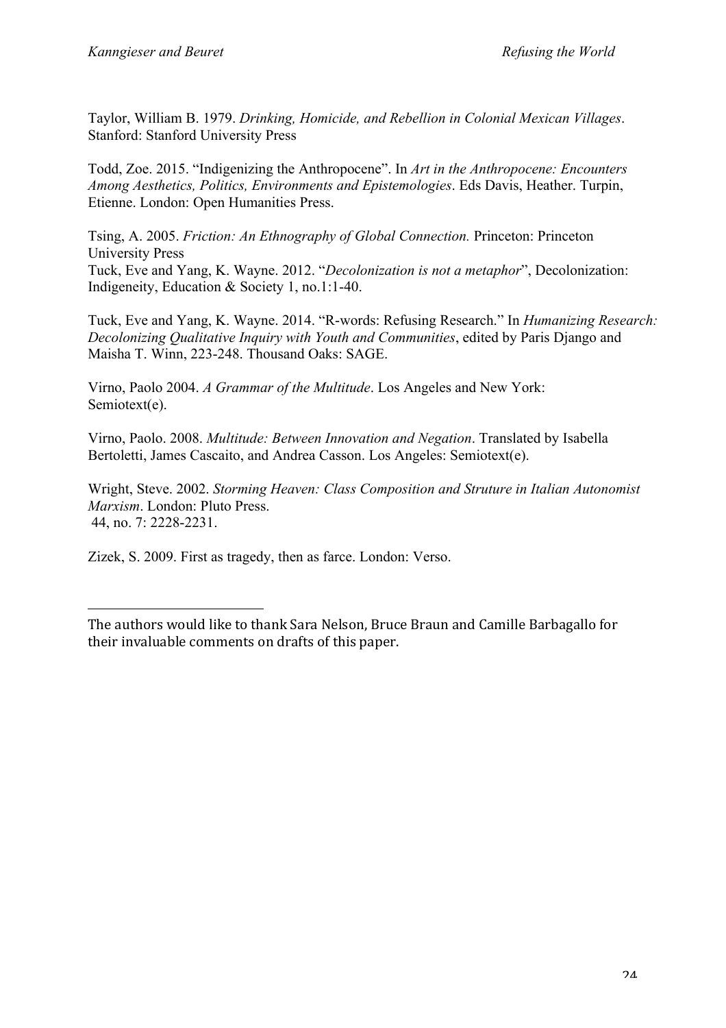Taylor, William B. 1979. *Drinking, Homicide, and Rebellion in Colonial Mexican Villages*. Stanford: Stanford University Press

Todd, Zoe. 2015. "Indigenizing the Anthropocene". In *Art in the Anthropocene: Encounters Among Aesthetics, Politics, Environments and Epistemologies*. Eds Davis, Heather. Turpin, Etienne. London: Open Humanities Press.

Tsing, A. 2005. *Friction: An Ethnography of Global Connection.* Princeton: Princeton University Press
Tuck, Eve and Yang, K. Wayne. 2012. "*Decolonization is not a metaphor*", Decolonization: Indigeneity, Education & Society 1, no.1:1-40.

Tuck, Eve and Yang, K. Wayne. 2014. "R-words: Refusing Research." In *Humanizing Research: Decolonizing Qualitative Inquiry with Youth and Communities*, edited by Paris Django and Maisha T. Winn, 223-248. Thousand Oaks: SAGE.

Virno, Paolo 2004. *A Grammar of the Multitude*. Los Angeles and New York: Semiotext(e).

Virno, Paolo. 2008. *Multitude: Between Innovation and Negation*. Translated by Isabella Bertoletti, James Cascaito, and Andrea Casson. Los Angeles: Semiotext(e).

Wright, Steve. 2002. *Storming Heaven: Class Composition and Struture in Italian Autonomist Marxism*. London: Pluto Press.
44, no. 7: 2228-2231.

Zizek, S. 2009. First as tragedy, then as farce. London: Verso.

---

The authors would like to thank Sara Nelson, Bruce Braun and Camille Barbagallo for their invaluable comments on drafts of this paper.